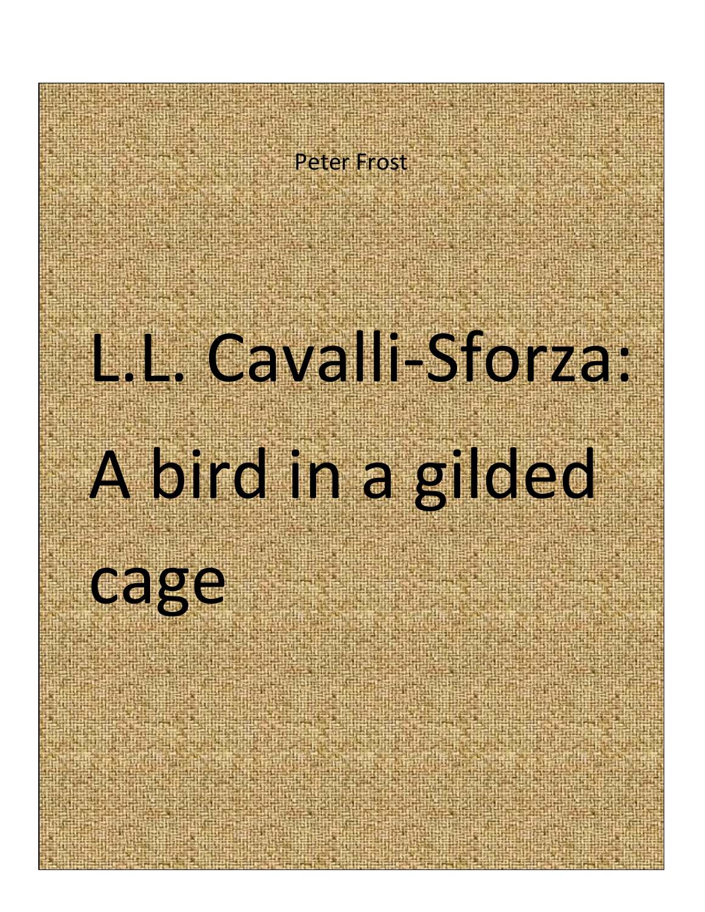Peter Frost

# L.L. Cavalli-Sforza: A bird in a gilded cage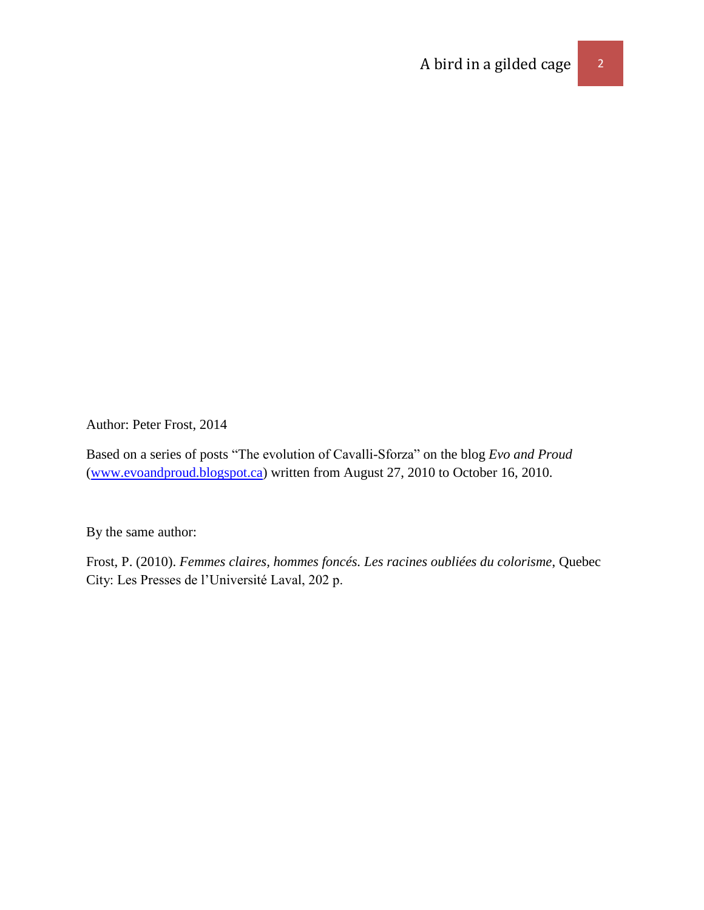Author: Peter Frost, 2014

Based on a series of posts "The evolution of Cavalli-Sforza" on the blog *Evo and Proud* ([www.evoandproud.blogspot.ca](www.evoandproud.blogspot.ca)) written from August 27, 2010 to October 16, 2010.

By the same author:

Frost, P. (2010). *Femmes claires, hommes foncés. Les racines oubliées du colorisme*, Quebec City: Les Presses de l'Université Laval, 202 p.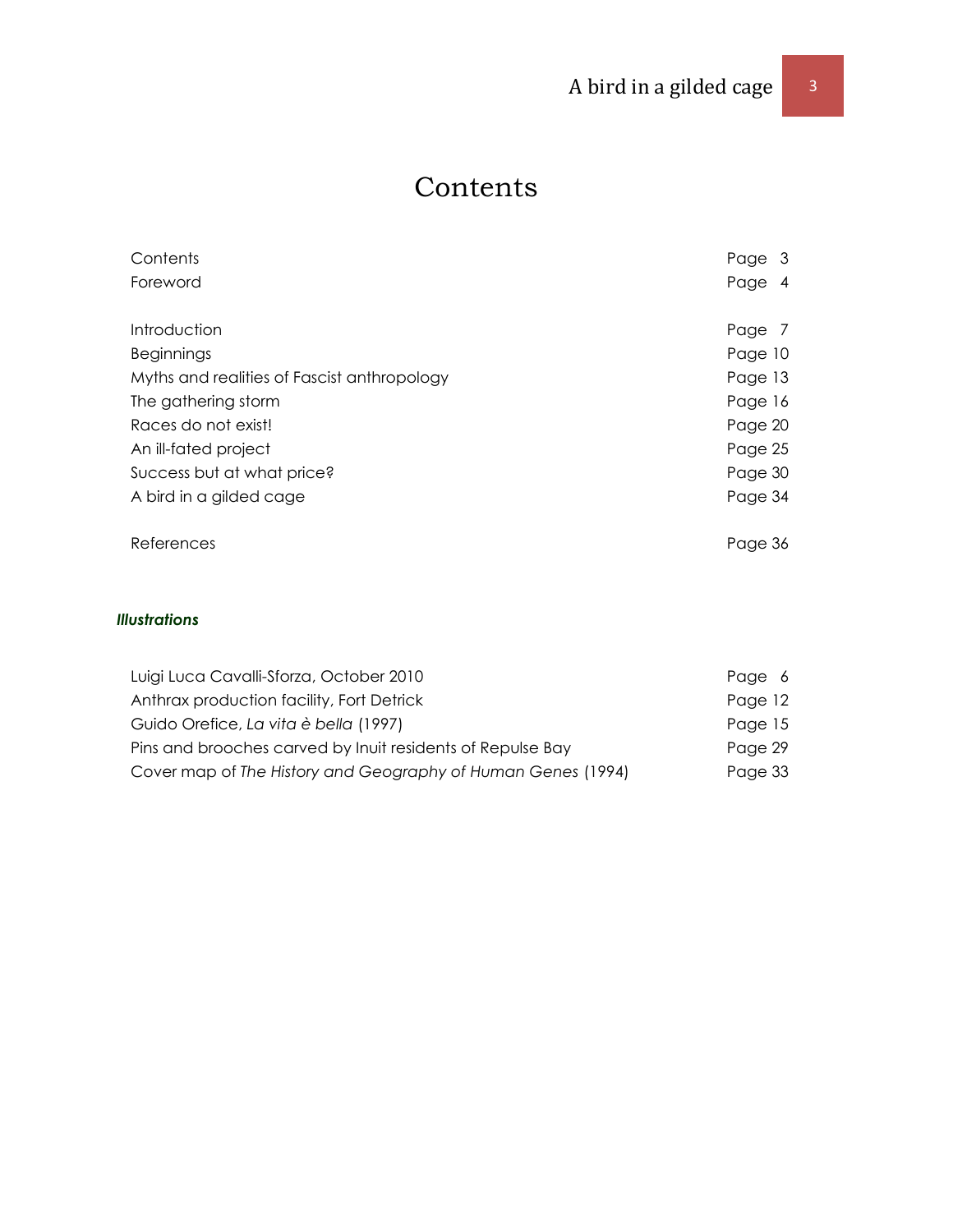# Contents

| | |
|---|---|
| Contents | Page 3 |
| Foreword | Page 4 |
| | |
| Introduction | Page 7 |
| Beginnings | Page 10 |
| Myths and realities of Fascist anthropology | Page 13 |
| The gathering storm | Page 16 |
| Races do not exist! | Page 20 |
| An ill-fated project | Page 25 |
| Success but at what price? | Page 30 |
| A bird in a gilded cage | Page 34 |
| | |
| References | Page 36 |

***Illustrations***

| | |
|---|---|
| Luigi Luca Cavalli-Sforza, October 2010 | Page 6 |
| Anthrax production facility, Fort Detrick | Page 12 |
| Guido Orefice, *La vita è bella* (1997) | Page 15 |
| Pins and brooches carved by Inuit residents of Repulse Bay | Page 29 |
| Cover map of *The History and Geography of Human Genes* (1994) | Page 33 |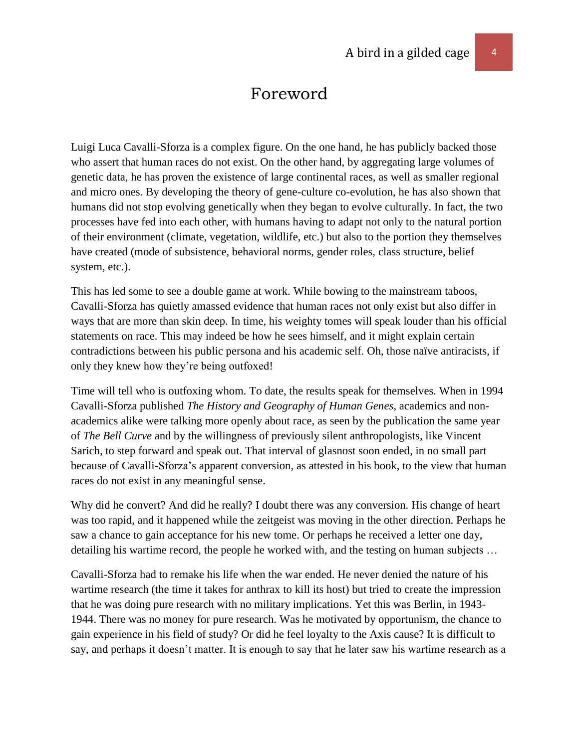# Foreword

Luigi Luca Cavalli-Sforza is a complex figure. On the one hand, he has publicly backed those who assert that human races do not exist. On the other hand, by aggregating large volumes of genetic data, he has proven the existence of large continental races, as well as smaller regional and micro ones. By developing the theory of gene-culture co-evolution, he has also shown that humans did not stop evolving genetically when they began to evolve culturally. In fact, the two processes have fed into each other, with humans having to adapt not only to the natural portion of their environment (climate, vegetation, wildlife, etc.) but also to the portion they themselves have created (mode of subsistence, behavioral norms, gender roles, class structure, belief system, etc.).

This has led some to see a double game at work. While bowing to the mainstream taboos, Cavalli-Sforza has quietly amassed evidence that human races not only exist but also differ in ways that are more than skin deep. In time, his weighty tomes will speak louder than his official statements on race. This may indeed be how he sees himself, and it might explain certain contradictions between his public persona and his academic self. Oh, those naïve antiracists, if only they knew how they're being outfoxed!

Time will tell who is outfoxing whom. To date, the results speak for themselves. When in 1994 Cavalli-Sforza published *The History and Geography of Human Genes*, academics and non-academics alike were talking more openly about race, as seen by the publication the same year of *The Bell Curve* and by the willingness of previously silent anthropologists, like Vincent Sarich, to step forward and speak out. That interval of glasnost soon ended, in no small part because of Cavalli-Sforza's apparent conversion, as attested in his book, to the view that human races do not exist in any meaningful sense.

Why did he convert? And did he really? I doubt there was any conversion. His change of heart was too rapid, and it happened while the zeitgeist was moving in the other direction. Perhaps he saw a chance to gain acceptance for his new tome. Or perhaps he received a letter one day, detailing his wartime record, the people he worked with, and the testing on human subjects …

Cavalli-Sforza had to remake his life when the war ended. He never denied the nature of his wartime research (the time it takes for anthrax to kill its host) but tried to create the impression that he was doing pure research with no military implications. Yet this was Berlin, in 1943-1944. There was no money for pure research. Was he motivated by opportunism, the chance to gain experience in his field of study? Or did he feel loyalty to the Axis cause? It is difficult to say, and perhaps it doesn't matter. It is enough to say that he later saw his wartime research as a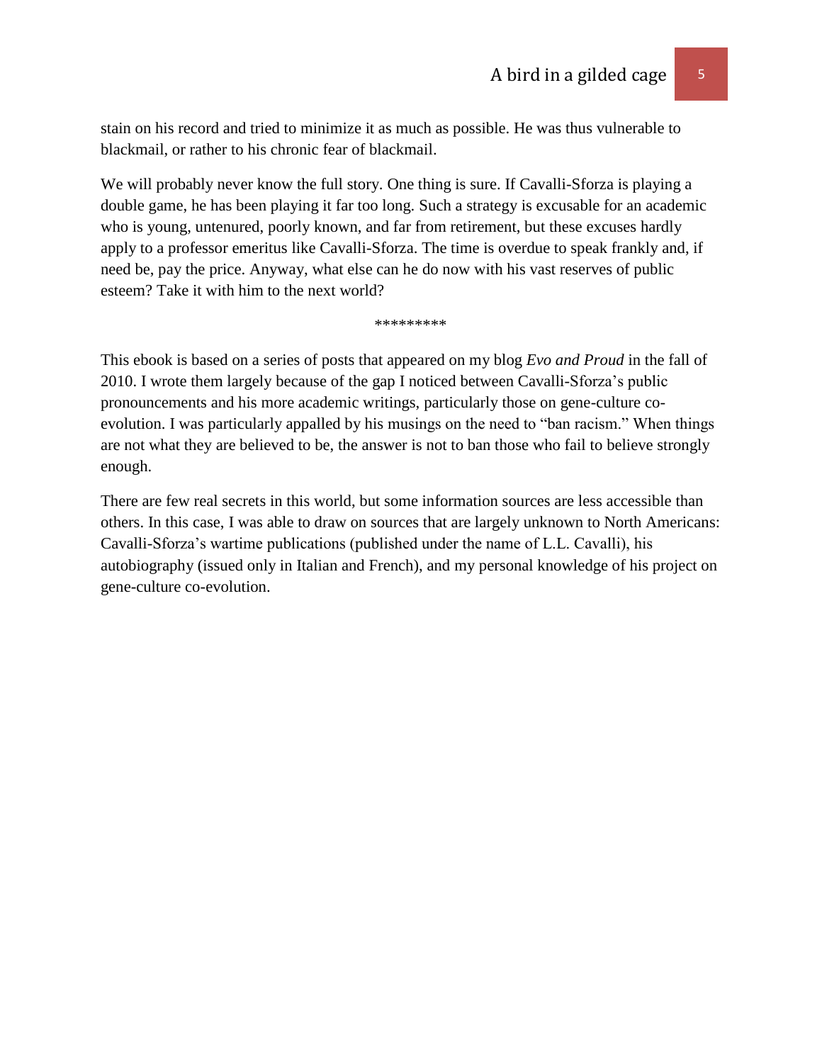stain on his record and tried to minimize it as much as possible. He was thus vulnerable to blackmail, or rather to his chronic fear of blackmail.

We will probably never know the full story. One thing is sure. If Cavalli-Sforza is playing a double game, he has been playing it far too long. Such a strategy is excusable for an academic who is young, untenured, poorly known, and far from retirement, but these excuses hardly apply to a professor emeritus like Cavalli-Sforza. The time is overdue to speak frankly and, if need be, pay the price. Anyway, what else can he do now with his vast reserves of public esteem? Take it with him to the next world?

*********

This ebook is based on a series of posts that appeared on my blog *Evo and Proud* in the fall of 2010. I wrote them largely because of the gap I noticed between Cavalli-Sforza's public pronouncements and his more academic writings, particularly those on gene-culture co-evolution. I was particularly appalled by his musings on the need to "ban racism." When things are not what they are believed to be, the answer is not to ban those who fail to believe strongly enough.

There are few real secrets in this world, but some information sources are less accessible than others. In this case, I was able to draw on sources that are largely unknown to North Americans: Cavalli-Sforza's wartime publications (published under the name of L.L. Cavalli), his autobiography (issued only in Italian and French), and my personal knowledge of his project on gene-culture co-evolution.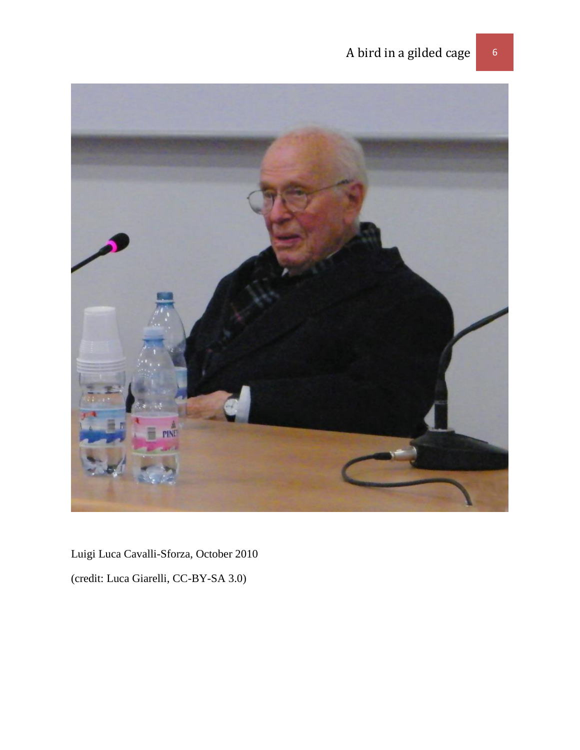Luigi Luca Cavalli-Sforza, October 2010

(credit: Luca Giarelli, CC-BY-SA 3.0)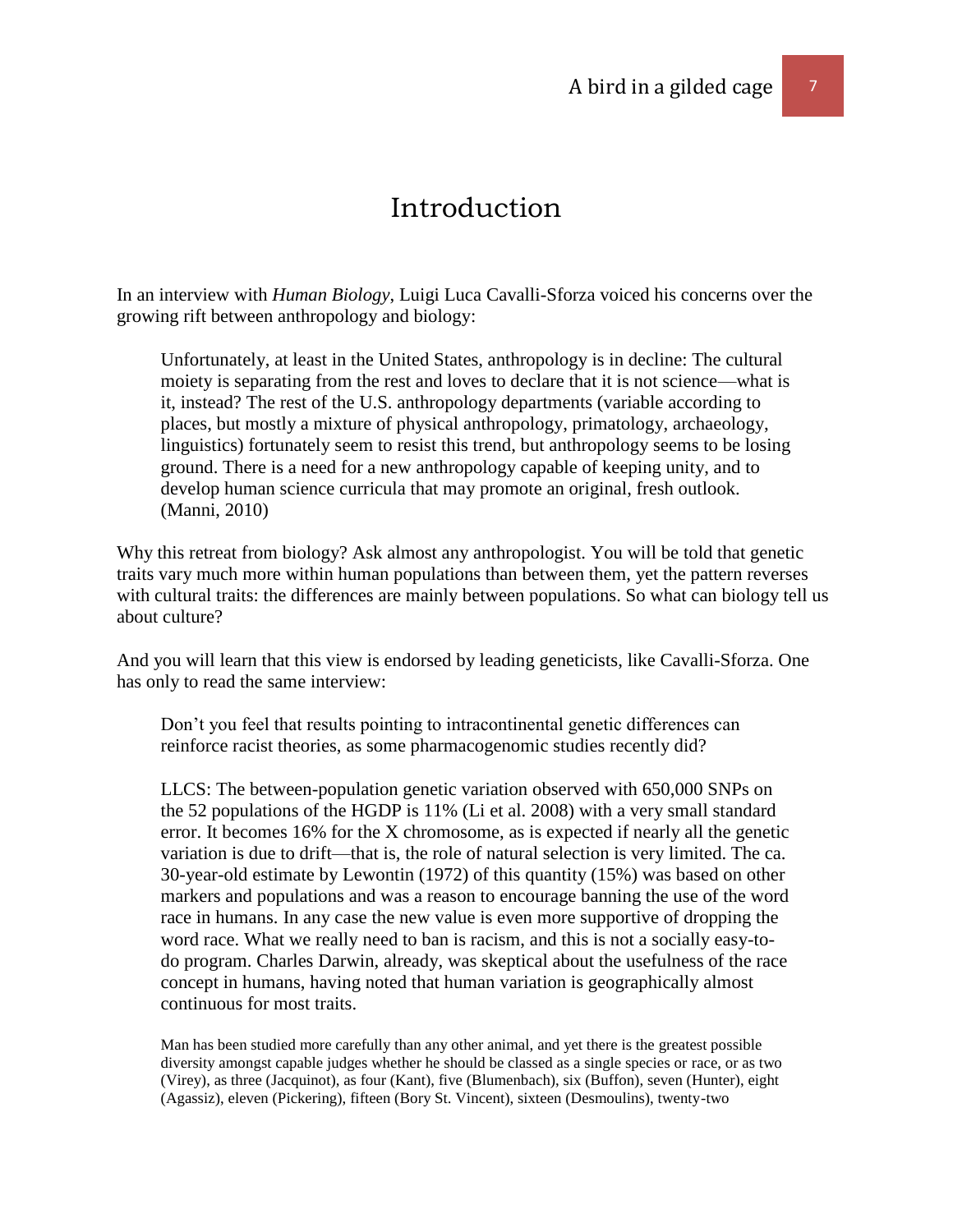# Introduction

In an interview with *Human Biology*, Luigi Luca Cavalli-Sforza voiced his concerns over the growing rift between anthropology and biology:

> Unfortunately, at least in the United States, anthropology is in decline: The cultural moiety is separating from the rest and loves to declare that it is not science—what is it, instead? The rest of the U.S. anthropology departments (variable according to places, but mostly a mixture of physical anthropology, primatology, archaeology, linguistics) fortunately seem to resist this trend, but anthropology seems to be losing ground. There is a need for a new anthropology capable of keeping unity, and to develop human science curricula that may promote an original, fresh outlook. (Manni, 2010)

Why this retreat from biology? Ask almost any anthropologist. You will be told that genetic traits vary much more within human populations than between them, yet the pattern reverses with cultural traits: the differences are mainly between populations. So what can biology tell us about culture?

And you will learn that this view is endorsed by leading geneticists, like Cavalli-Sforza. One has only to read the same interview:

> Don't you feel that results pointing to intracontinental genetic differences can reinforce racist theories, as some pharmacogenomic studies recently did?
>
> LLCS: The between-population genetic variation observed with 650,000 SNPs on the 52 populations of the HGDP is 11% (Li et al. 2008) with a very small standard error. It becomes 16% for the X chromosome, as is expected if nearly all the genetic variation is due to drift—that is, the role of natural selection is very limited. The ca. 30-year-old estimate by Lewontin (1972) of this quantity (15%) was based on other markers and populations and was a reason to encourage banning the use of the word race in humans. In any case the new value is even more supportive of dropping the word race. What we really need to ban is racism, and this is not a socially easy-to-do program. Charles Darwin, already, was skeptical about the usefulness of the race concept in humans, having noted that human variation is geographically almost continuous for most traits.
>
> Man has been studied more carefully than any other animal, and yet there is the greatest possible diversity amongst capable judges whether he should be classed as a single species or race, or as two (Virey), as three (Jacquinot), as four (Kant), five (Blumenbach), six (Buffon), seven (Hunter), eight (Agassiz), eleven (Pickering), fifteen (Bory St. Vincent), sixteen (Desmoulins), twenty-two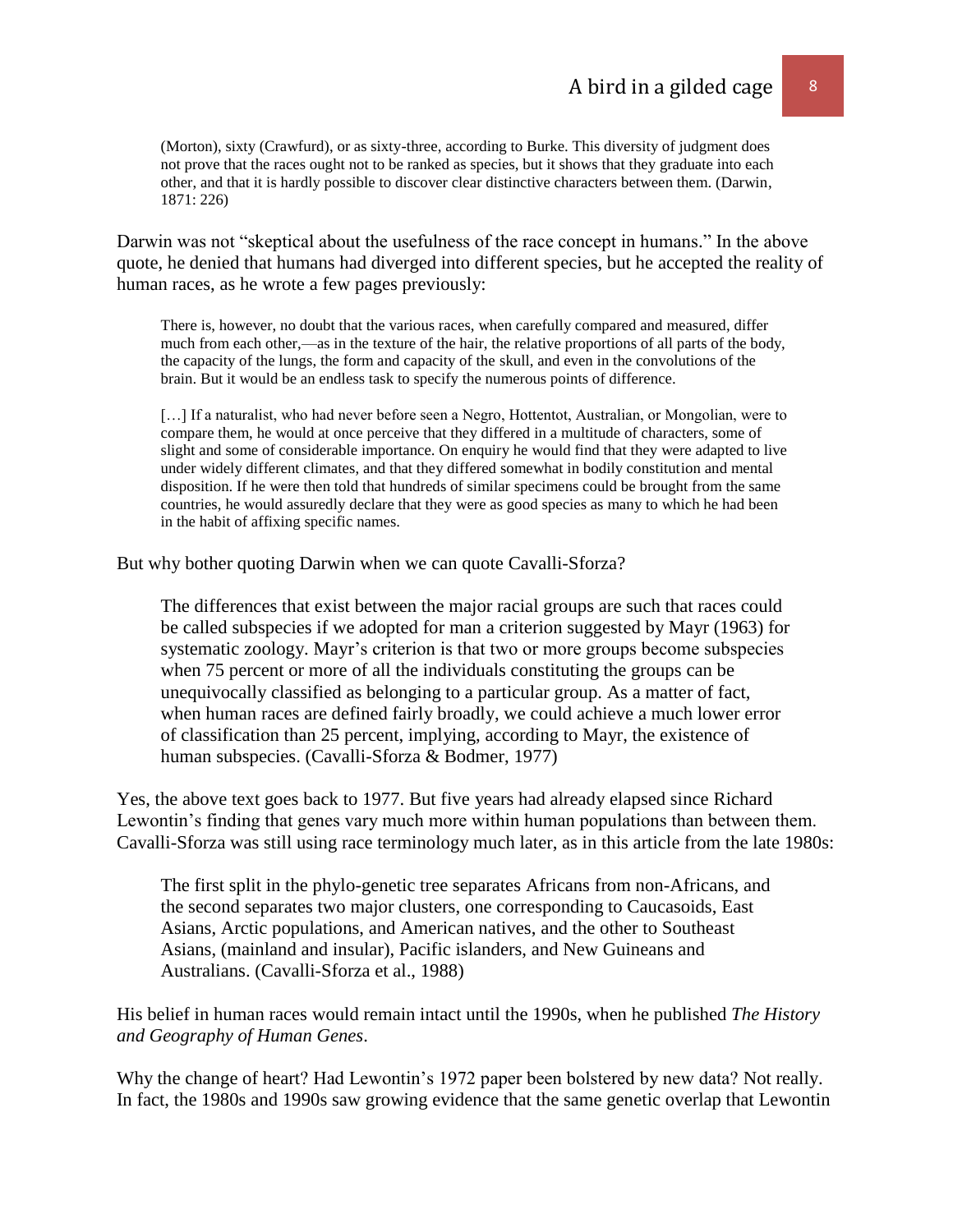> (Morton), sixty (Crawfurd), or as sixty-three, according to Burke. This diversity of judgment does not prove that the races ought not to be ranked as species, but it shows that they graduate into each other, and that it is hardly possible to discover clear distinctive characters between them. (Darwin, 1871: 226)

Darwin was not "skeptical about the usefulness of the race concept in humans." In the above quote, he denied that humans had diverged into different species, but he accepted the reality of human races, as he wrote a few pages previously:

> There is, however, no doubt that the various races, when carefully compared and measured, differ much from each other,—as in the texture of the hair, the relative proportions of all parts of the body, the capacity of the lungs, the form and capacity of the skull, and even in the convolutions of the brain. But it would be an endless task to specify the numerous points of difference.
>
> […] If a naturalist, who had never before seen a Negro, Hottentot, Australian, or Mongolian, were to compare them, he would at once perceive that they differed in a multitude of characters, some of slight and some of considerable importance. On enquiry he would find that they were adapted to live under widely different climates, and that they differed somewhat in bodily constitution and mental disposition. If he were then told that hundreds of similar specimens could be brought from the same countries, he would assuredly declare that they were as good species as many to which he had been in the habit of affixing specific names.

But why bother quoting Darwin when we can quote Cavalli-Sforza?

> The differences that exist between the major racial groups are such that races could be called subspecies if we adopted for man a criterion suggested by Mayr (1963) for systematic zoology. Mayr's criterion is that two or more groups become subspecies when 75 percent or more of all the individuals constituting the groups can be unequivocally classified as belonging to a particular group. As a matter of fact, when human races are defined fairly broadly, we could achieve a much lower error of classification than 25 percent, implying, according to Mayr, the existence of human subspecies. (Cavalli-Sforza & Bodmer, 1977)

Yes, the above text goes back to 1977. But five years had already elapsed since Richard Lewontin's finding that genes vary much more within human populations than between them. Cavalli-Sforza was still using race terminology much later, as in this article from the late 1980s:

> The first split in the phylo-genetic tree separates Africans from non-Africans, and the second separates two major clusters, one corresponding to Caucasoids, East Asians, Arctic populations, and American natives, and the other to Southeast Asians, (mainland and insular), Pacific islanders, and New Guineans and Australians. (Cavalli-Sforza et al., 1988)

His belief in human races would remain intact until the 1990s, when he published *The History and Geography of Human Genes*.

Why the change of heart? Had Lewontin's 1972 paper been bolstered by new data? Not really. In fact, the 1980s and 1990s saw growing evidence that the same genetic overlap that Lewontin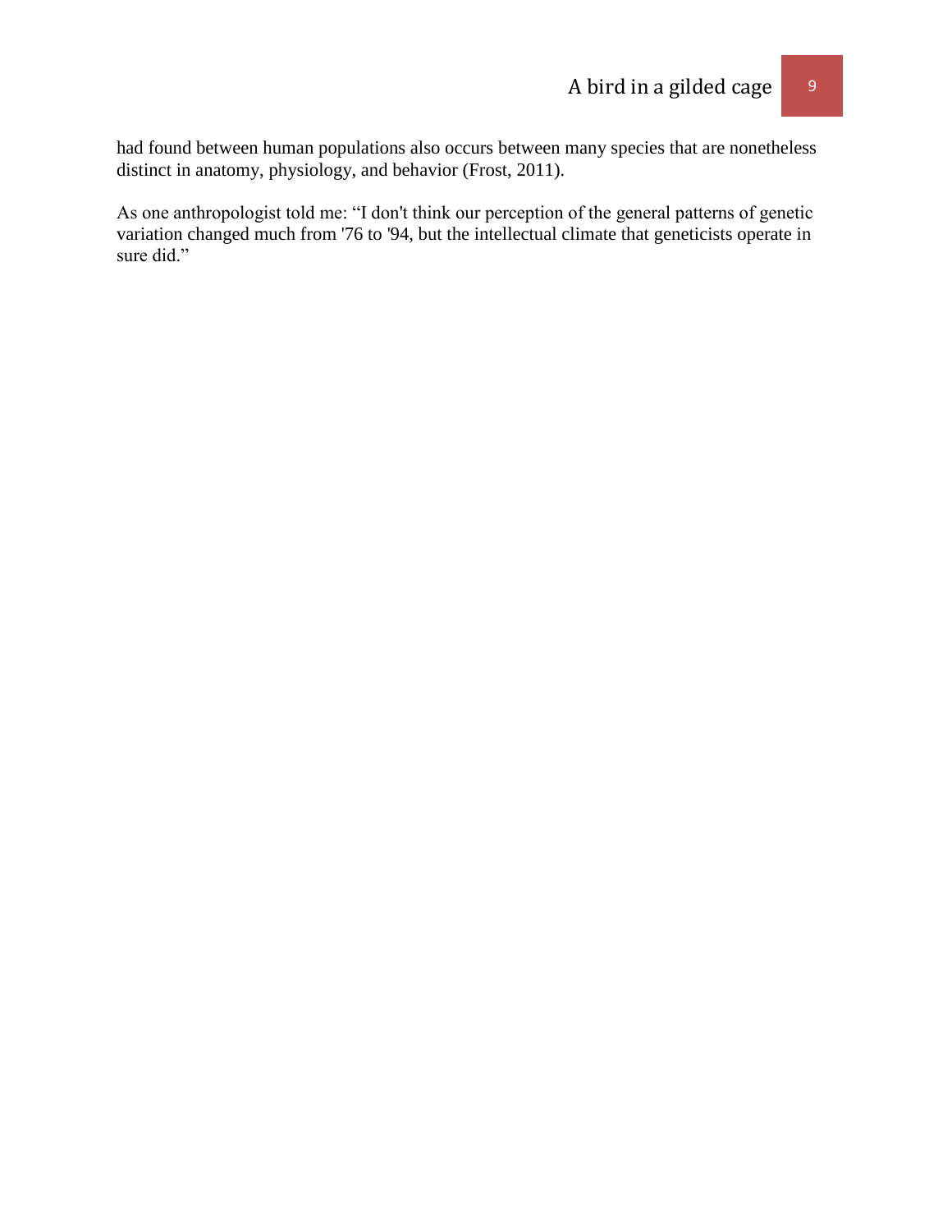had found between human populations also occurs between many species that are nonetheless distinct in anatomy, physiology, and behavior (Frost, 2011).

As one anthropologist told me: “I don't think our perception of the general patterns of genetic variation changed much from '76 to '94, but the intellectual climate that geneticists operate in sure did.”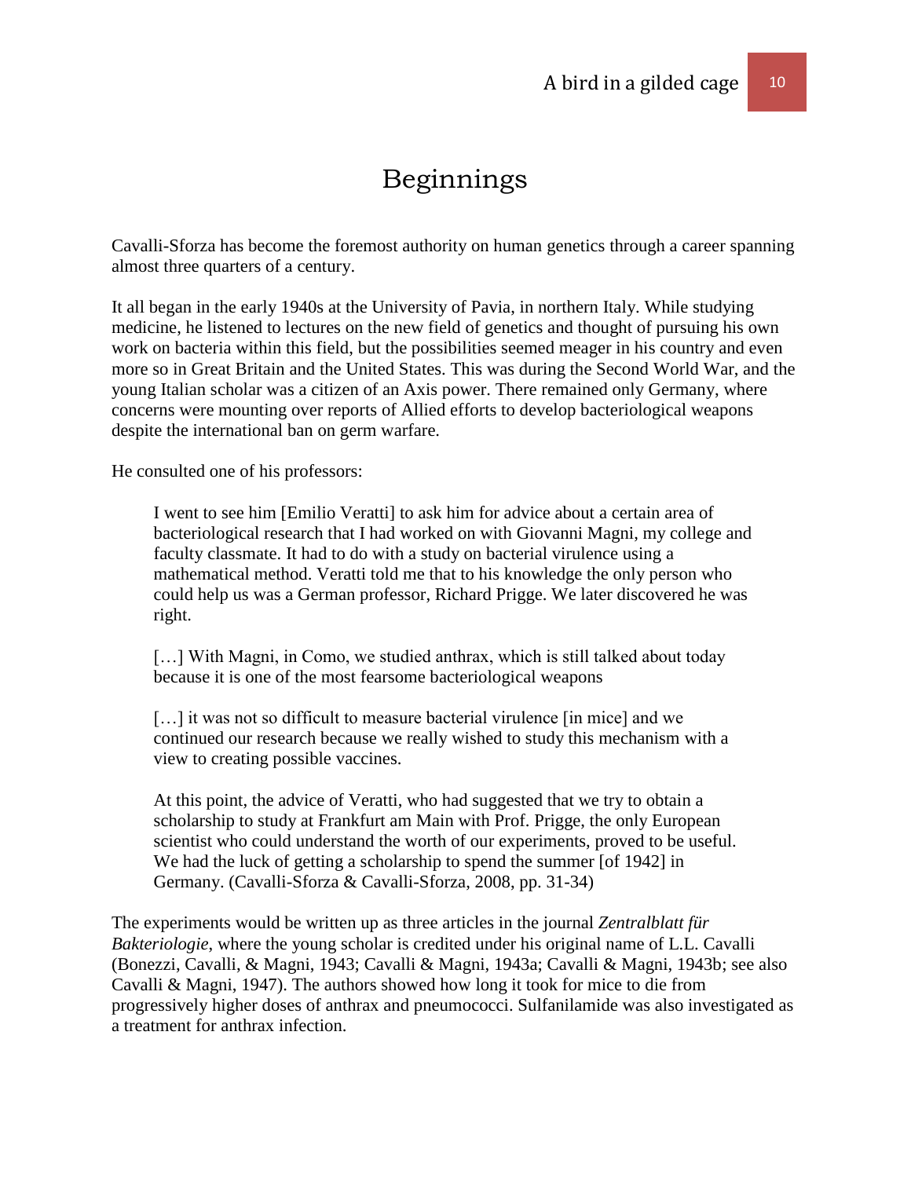# Beginnings

Cavalli-Sforza has become the foremost authority on human genetics through a career spanning almost three quarters of a century.

It all began in the early 1940s at the University of Pavia, in northern Italy. While studying medicine, he listened to lectures on the new field of genetics and thought of pursuing his own work on bacteria within this field, but the possibilities seemed meager in his country and even more so in Great Britain and the United States. This was during the Second World War, and the young Italian scholar was a citizen of an Axis power. There remained only Germany, where concerns were mounting over reports of Allied efforts to develop bacteriological weapons despite the international ban on germ warfare.

He consulted one of his professors:

> I went to see him [Emilio Veratti] to ask him for advice about a certain area of bacteriological research that I had worked on with Giovanni Magni, my college and faculty classmate. It had to do with a study on bacterial virulence using a mathematical method. Veratti told me that to his knowledge the only person who could help us was a German professor, Richard Prigge. We later discovered he was right.
>
> […] With Magni, in Como, we studied anthrax, which is still talked about today because it is one of the most fearsome bacteriological weapons
>
> […] it was not so difficult to measure bacterial virulence [in mice] and we continued our research because we really wished to study this mechanism with a view to creating possible vaccines.
>
> At this point, the advice of Veratti, who had suggested that we try to obtain a scholarship to study at Frankfurt am Main with Prof. Prigge, the only European scientist who could understand the worth of our experiments, proved to be useful. We had the luck of getting a scholarship to spend the summer [of 1942] in Germany. (Cavalli-Sforza & Cavalli-Sforza, 2008, pp. 31-34)

The experiments would be written up as three articles in the journal *Zentralblatt für Bakteriologie*, where the young scholar is credited under his original name of L.L. Cavalli (Bonezzi, Cavalli, & Magni, 1943; Cavalli & Magni, 1943a; Cavalli & Magni, 1943b; see also Cavalli & Magni, 1947). The authors showed how long it took for mice to die from progressively higher doses of anthrax and pneumococci. Sulfanilamide was also investigated as a treatment for anthrax infection.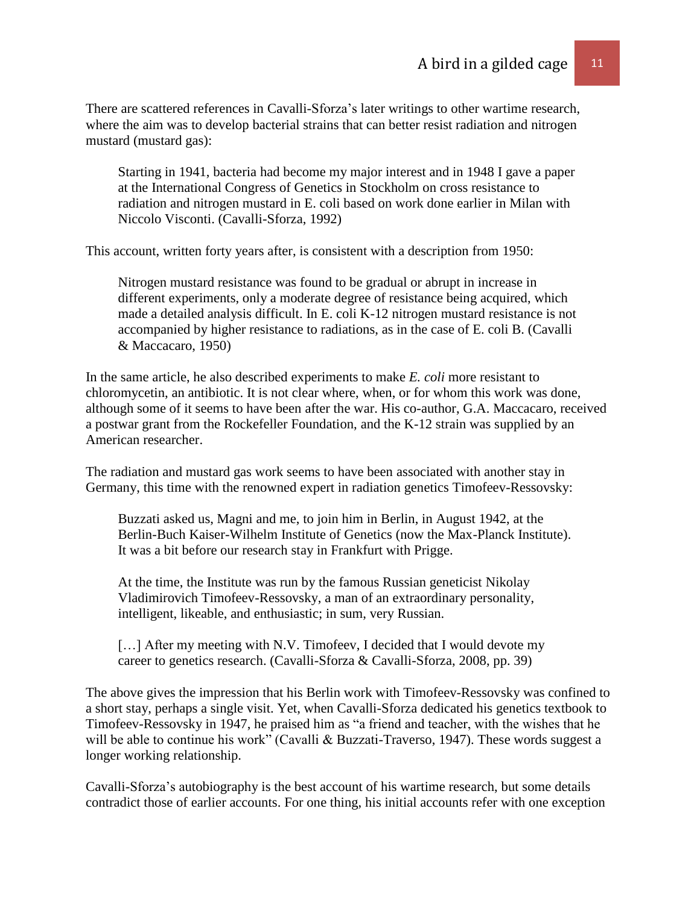There are scattered references in Cavalli-Sforza's later writings to other wartime research, where the aim was to develop bacterial strains that can better resist radiation and nitrogen mustard (mustard gas):

> Starting in 1941, bacteria had become my major interest and in 1948 I gave a paper at the International Congress of Genetics in Stockholm on cross resistance to radiation and nitrogen mustard in E. coli based on work done earlier in Milan with Niccolo Visconti. (Cavalli-Sforza, 1992)

This account, written forty years after, is consistent with a description from 1950:

> Nitrogen mustard resistance was found to be gradual or abrupt in increase in different experiments, only a moderate degree of resistance being acquired, which made a detailed analysis difficult. In E. coli K-12 nitrogen mustard resistance is not accompanied by higher resistance to radiations, as in the case of E. coli B. (Cavalli & Maccacaro, 1950)

In the same article, he also described experiments to make *E. coli* more resistant to chloromycetin, an antibiotic. It is not clear where, when, or for whom this work was done, although some of it seems to have been after the war. His co-author, G.A. Maccacaro, received a postwar grant from the Rockefeller Foundation, and the K-12 strain was supplied by an American researcher.

The radiation and mustard gas work seems to have been associated with another stay in Germany, this time with the renowned expert in radiation genetics Timofeev-Ressovsky:

> Buzzati asked us, Magni and me, to join him in Berlin, in August 1942, at the Berlin-Buch Kaiser-Wilhelm Institute of Genetics (now the Max-Planck Institute). It was a bit before our research stay in Frankfurt with Prigge.
>
> At the time, the Institute was run by the famous Russian geneticist Nikolay Vladimirovich Timofeev-Ressovsky, a man of an extraordinary personality, intelligent, likeable, and enthusiastic; in sum, very Russian.
>
> […] After my meeting with N.V. Timofeev, I decided that I would devote my career to genetics research. (Cavalli-Sforza & Cavalli-Sforza, 2008, pp. 39)

The above gives the impression that his Berlin work with Timofeev-Ressovsky was confined to a short stay, perhaps a single visit. Yet, when Cavalli-Sforza dedicated his genetics textbook to Timofeev-Ressovsky in 1947, he praised him as "a friend and teacher, with the wishes that he will be able to continue his work" (Cavalli & Buzzati-Traverso, 1947). These words suggest a longer working relationship.

Cavalli-Sforza's autobiography is the best account of his wartime research, but some details contradict those of earlier accounts. For one thing, his initial accounts refer with one exception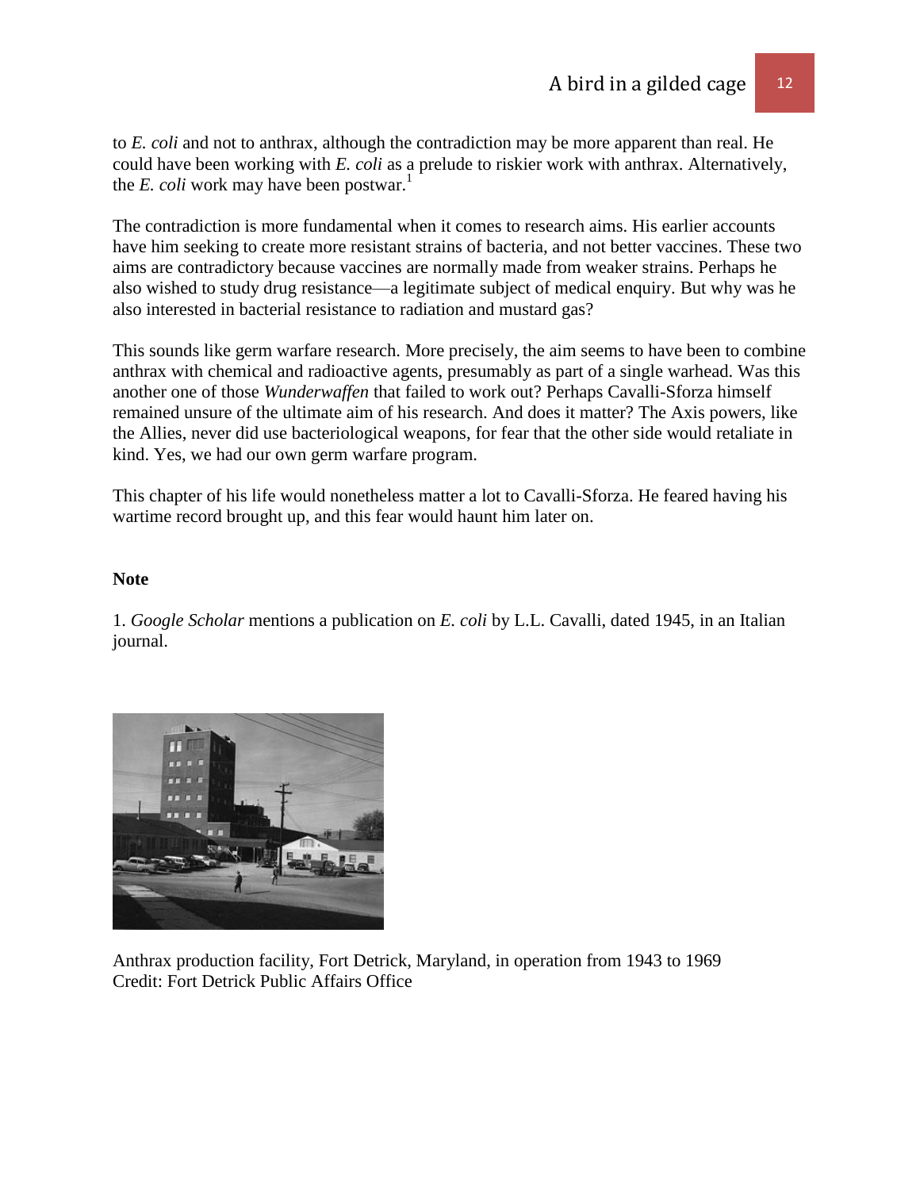to *E. coli* and not to anthrax, although the contradiction may be more apparent than real. He could have been working with *E. coli* as a prelude to riskier work with anthrax. Alternatively, the *E. coli* work may have been postwar.[1]

The contradiction is more fundamental when it comes to research aims. His earlier accounts have him seeking to create more resistant strains of bacteria, and not better vaccines. These two aims are contradictory because vaccines are normally made from weaker strains. Perhaps he also wished to study drug resistance—a legitimate subject of medical enquiry. But why was he also interested in bacterial resistance to radiation and mustard gas?

This sounds like germ warfare research. More precisely, the aim seems to have been to combine anthrax with chemical and radioactive agents, presumably as part of a single warhead. Was this another one of those *Wunderwaffen* that failed to work out? Perhaps Cavalli-Sforza himself remained unsure of the ultimate aim of his research. And does it matter? The Axis powers, like the Allies, never did use bacteriological weapons, for fear that the other side would retaliate in kind. Yes, we had our own germ warfare program.

This chapter of his life would nonetheless matter a lot to Cavalli-Sforza. He feared having his wartime record brought up, and this fear would haunt him later on.

**Note**

1. *Google Scholar* mentions a publication on *E. coli* by L.L. Cavalli, dated 1945, in an Italian journal.

Anthrax production facility, Fort Detrick, Maryland, in operation from 1943 to 1969
Credit: Fort Detrick Public Affairs Office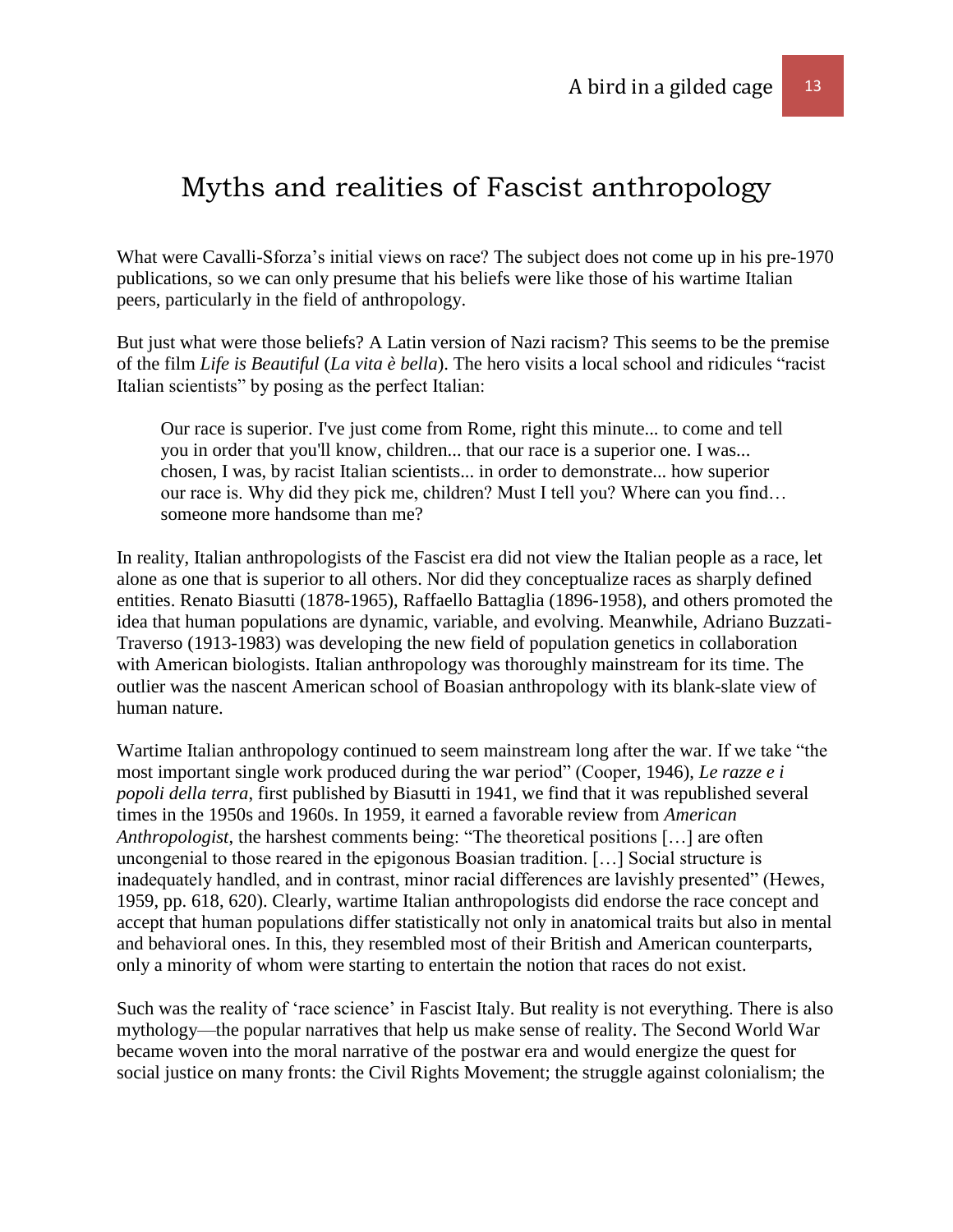# Myths and realities of Fascist anthropology

What were Cavalli-Sforza's initial views on race? The subject does not come up in his pre-1970 publications, so we can only presume that his beliefs were like those of his wartime Italian peers, particularly in the field of anthropology.

But just what were those beliefs? A Latin version of Nazi racism? This seems to be the premise of the film *Life is Beautiful* (*La vita è bella*). The hero visits a local school and ridicules "racist Italian scientists" by posing as the perfect Italian:

> Our race is superior. I've just come from Rome, right this minute... to come and tell you in order that you'll know, children... that our race is a superior one. I was... chosen, I was, by racist Italian scientists... in order to demonstrate... how superior our race is. Why did they pick me, children? Must I tell you? Where can you find… someone more handsome than me?

In reality, Italian anthropologists of the Fascist era did not view the Italian people as a race, let alone as one that is superior to all others. Nor did they conceptualize races as sharply defined entities. Renato Biasutti (1878-1965), Raffaello Battaglia (1896-1958), and others promoted the idea that human populations are dynamic, variable, and evolving. Meanwhile, Adriano Buzzati-Traverso (1913-1983) was developing the new field of population genetics in collaboration with American biologists. Italian anthropology was thoroughly mainstream for its time. The outlier was the nascent American school of Boasian anthropology with its blank-slate view of human nature.

Wartime Italian anthropology continued to seem mainstream long after the war. If we take "the most important single work produced during the war period" (Cooper, 1946), *Le razze e i popoli della terra*, first published by Biasutti in 1941, we find that it was republished several times in the 1950s and 1960s. In 1959, it earned a favorable review from *American Anthropologist*, the harshest comments being: "The theoretical positions […] are often uncongenial to those reared in the epigonous Boasian tradition. […] Social structure is inadequately handled, and in contrast, minor racial differences are lavishly presented" (Hewes, 1959, pp. 618, 620). Clearly, wartime Italian anthropologists did endorse the race concept and accept that human populations differ statistically not only in anatomical traits but also in mental and behavioral ones. In this, they resembled most of their British and American counterparts, only a minority of whom were starting to entertain the notion that races do not exist.

Such was the reality of 'race science' in Fascist Italy. But reality is not everything. There is also mythology—the popular narratives that help us make sense of reality. The Second World War became woven into the moral narrative of the postwar era and would energize the quest for social justice on many fronts: the Civil Rights Movement; the struggle against colonialism; the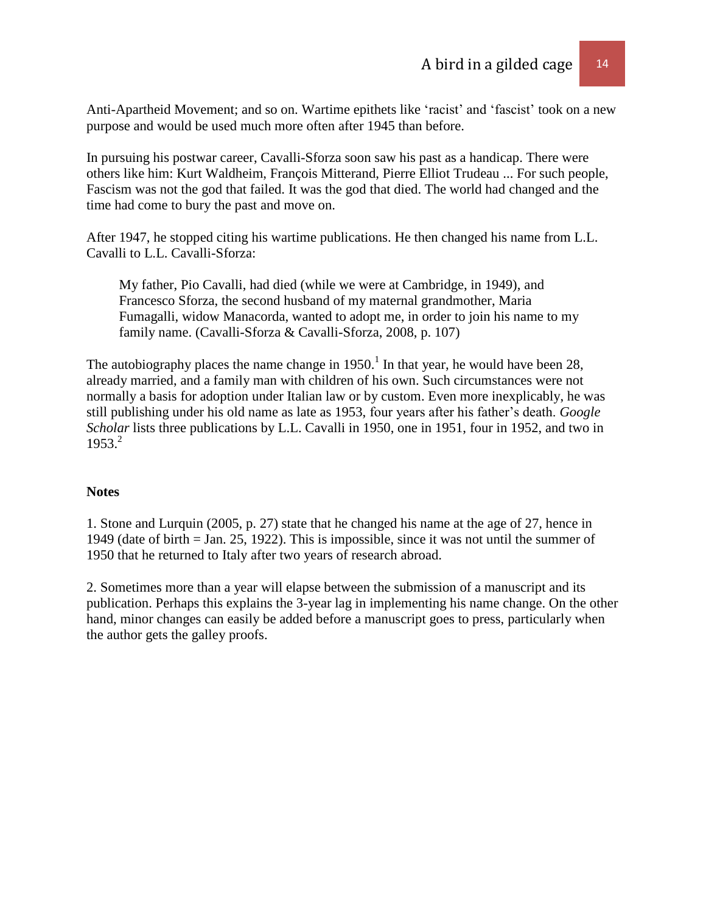Anti-Apartheid Movement; and so on. Wartime epithets like 'racist' and 'fascist' took on a new purpose and would be used much more often after 1945 than before.

In pursuing his postwar career, Cavalli-Sforza soon saw his past as a handicap. There were others like him: Kurt Waldheim, François Mitterand, Pierre Elliot Trudeau ... For such people, Fascism was not the god that failed. It was the god that died. The world had changed and the time had come to bury the past and move on.

After 1947, he stopped citing his wartime publications. He then changed his name from L.L. Cavalli to L.L. Cavalli-Sforza:

> My father, Pio Cavalli, had died (while we were at Cambridge, in 1949), and Francesco Sforza, the second husband of my maternal grandmother, Maria Fumagalli, widow Manacorda, wanted to adopt me, in order to join his name to my family name. (Cavalli-Sforza & Cavalli-Sforza, 2008, p. 107)

The autobiography places the name change in 1950.[1] In that year, he would have been 28, already married, and a family man with children of his own. Such circumstances were not normally a basis for adoption under Italian law or by custom. Even more inexplicably, he was still publishing under his old name as late as 1953, four years after his father's death. *Google Scholar* lists three publications by L.L. Cavalli in 1950, one in 1951, four in 1952, and two in 1953.[2]

**Notes**

1. Stone and Lurquin (2005, p. 27) state that he changed his name at the age of 27, hence in 1949 (date of birth = Jan. 25, 1922). This is impossible, since it was not until the summer of 1950 that he returned to Italy after two years of research abroad.

2. Sometimes more than a year will elapse between the submission of a manuscript and its publication. Perhaps this explains the 3-year lag in implementing his name change. On the other hand, minor changes can easily be added before a manuscript goes to press, particularly when the author gets the galley proofs.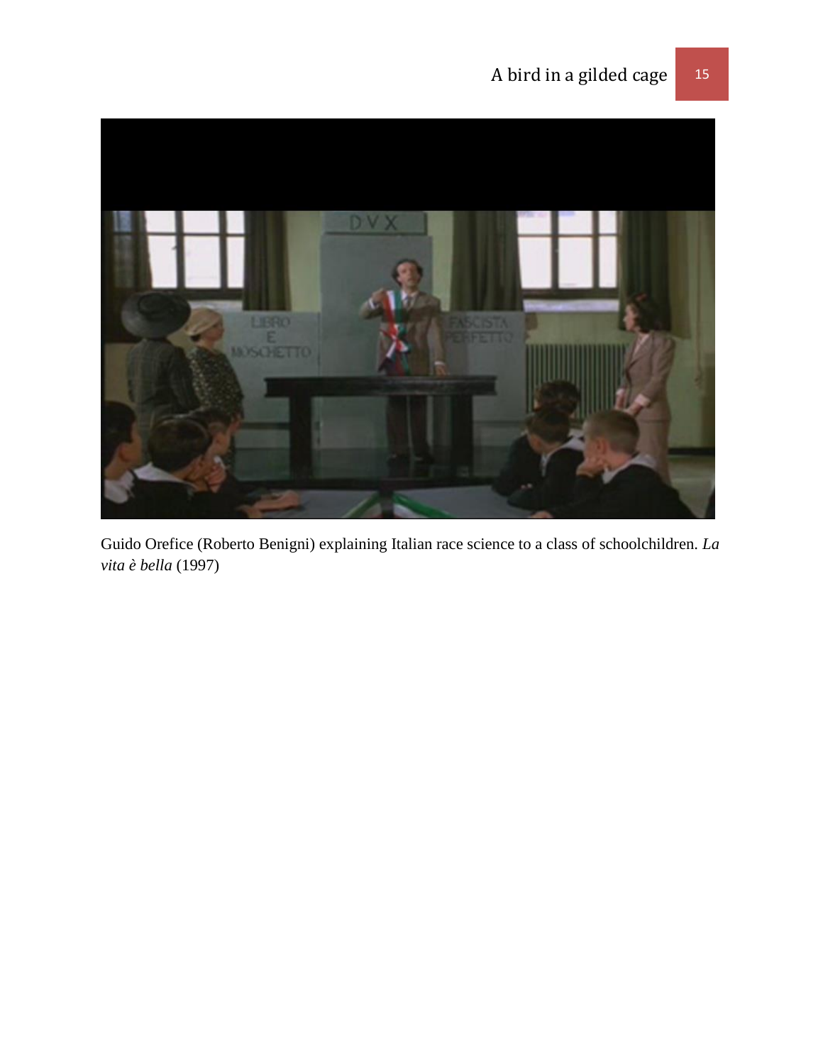Guido Orefice (Roberto Benigni) explaining Italian race science to a class of schoolchildren. *La vita è bella* (1997)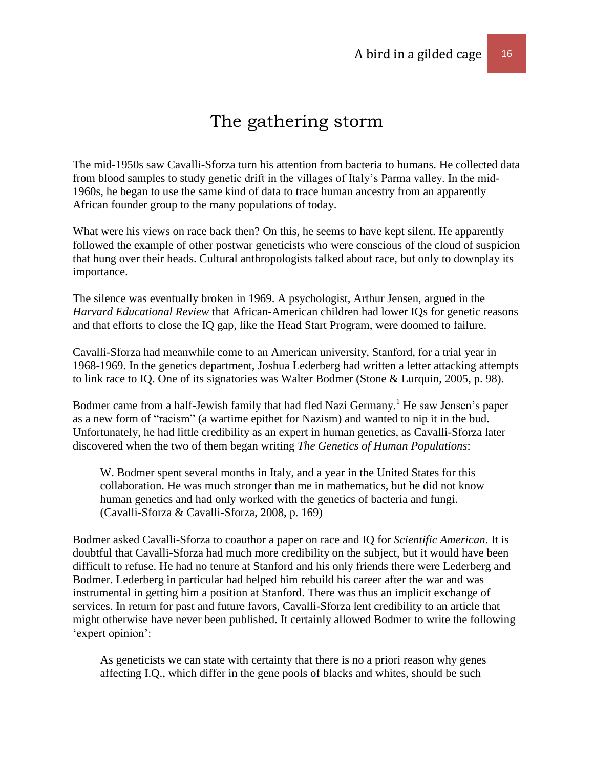# The gathering storm

The mid-1950s saw Cavalli-Sforza turn his attention from bacteria to humans. He collected data from blood samples to study genetic drift in the villages of Italy's Parma valley. In the mid-1960s, he began to use the same kind of data to trace human ancestry from an apparently African founder group to the many populations of today.

What were his views on race back then? On this, he seems to have kept silent. He apparently followed the example of other postwar geneticists who were conscious of the cloud of suspicion that hung over their heads. Cultural anthropologists talked about race, but only to downplay its importance.

The silence was eventually broken in 1969. A psychologist, Arthur Jensen, argued in the *Harvard Educational Review* that African-American children had lower IQs for genetic reasons and that efforts to close the IQ gap, like the Head Start Program, were doomed to failure.

Cavalli-Sforza had meanwhile come to an American university, Stanford, for a trial year in 1968-1969. In the genetics department, Joshua Lederberg had written a letter attacking attempts to link race to IQ. One of its signatories was Walter Bodmer (Stone & Lurquin, 2005, p. 98).

Bodmer came from a half-Jewish family that had fled Nazi Germany.[1] He saw Jensen's paper as a new form of "racism" (a wartime epithet for Nazism) and wanted to nip it in the bud. Unfortunately, he had little credibility as an expert in human genetics, as Cavalli-Sforza later discovered when the two of them began writing *The Genetics of Human Populations*:

> W. Bodmer spent several months in Italy, and a year in the United States for this collaboration. He was much stronger than me in mathematics, but he did not know human genetics and had only worked with the genetics of bacteria and fungi. (Cavalli-Sforza & Cavalli-Sforza, 2008, p. 169)

Bodmer asked Cavalli-Sforza to coauthor a paper on race and IQ for *Scientific American*. It is doubtful that Cavalli-Sforza had much more credibility on the subject, but it would have been difficult to refuse. He had no tenure at Stanford and his only friends there were Lederberg and Bodmer. Lederberg in particular had helped him rebuild his career after the war and was instrumental in getting him a position at Stanford. There was thus an implicit exchange of services. In return for past and future favors, Cavalli-Sforza lent credibility to an article that might otherwise have never been published. It certainly allowed Bodmer to write the following 'expert opinion':

> As geneticists we can state with certainty that there is no a priori reason why genes affecting I.Q., which differ in the gene pools of blacks and whites, should be such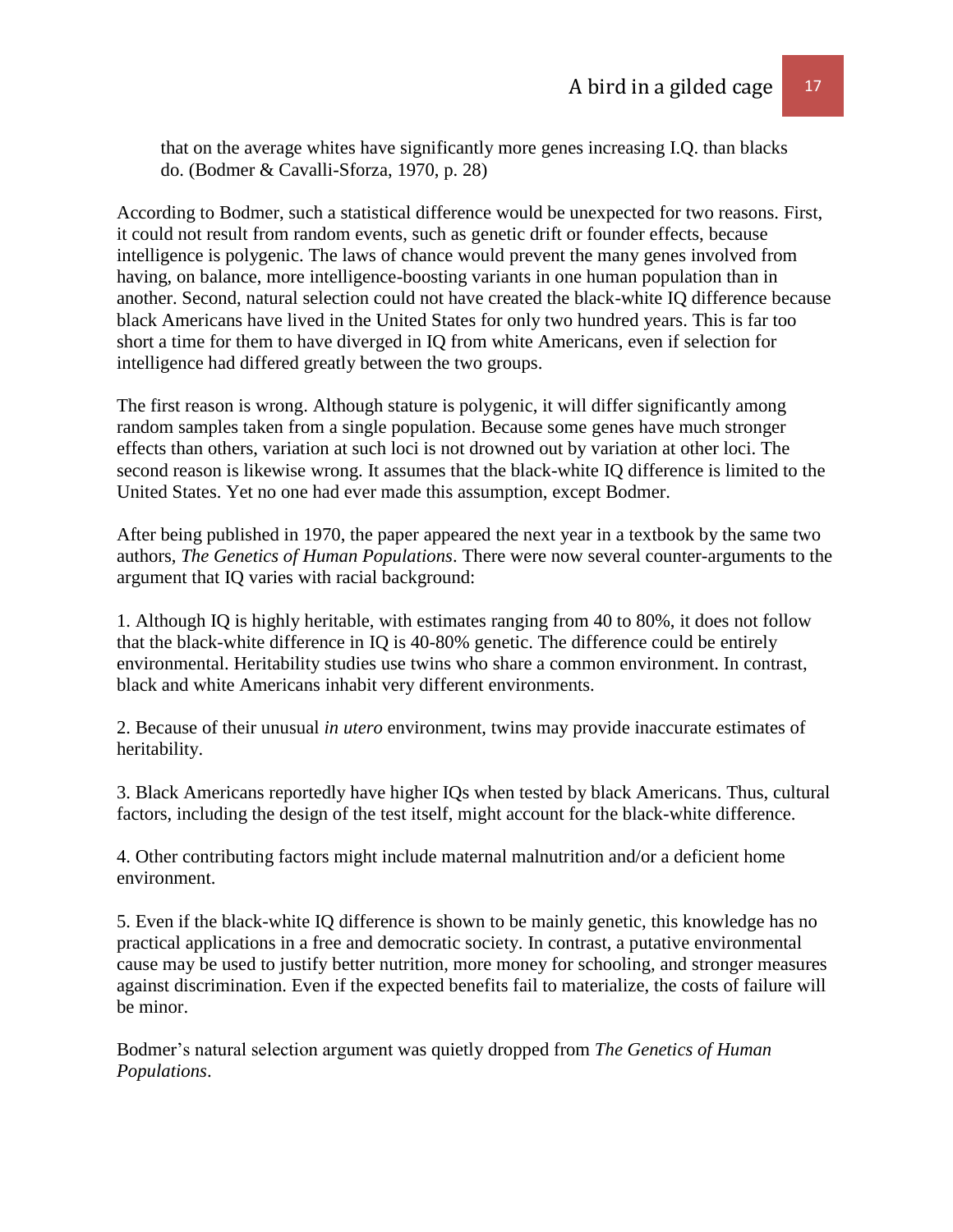> that on the average whites have significantly more genes increasing I.Q. than blacks do. (Bodmer & Cavalli-Sforza, 1970, p. 28)

According to Bodmer, such a statistical difference would be unexpected for two reasons. First, it could not result from random events, such as genetic drift or founder effects, because intelligence is polygenic. The laws of chance would prevent the many genes involved from having, on balance, more intelligence-boosting variants in one human population than in another. Second, natural selection could not have created the black-white IQ difference because black Americans have lived in the United States for only two hundred years. This is far too short a time for them to have diverged in IQ from white Americans, even if selection for intelligence had differed greatly between the two groups.

The first reason is wrong. Although stature is polygenic, it will differ significantly among random samples taken from a single population. Because some genes have much stronger effects than others, variation at such loci is not drowned out by variation at other loci. The second reason is likewise wrong. It assumes that the black-white IQ difference is limited to the United States. Yet no one had ever made this assumption, except Bodmer.

After being published in 1970, the paper appeared the next year in a textbook by the same two authors, *The Genetics of Human Populations*. There were now several counter-arguments to the argument that IQ varies with racial background:

1. Although IQ is highly heritable, with estimates ranging from 40 to 80%, it does not follow that the black-white difference in IQ is 40-80% genetic. The difference could be entirely environmental. Heritability studies use twins who share a common environment. In contrast, black and white Americans inhabit very different environments.

2. Because of their unusual *in utero* environment, twins may provide inaccurate estimates of heritability.

3. Black Americans reportedly have higher IQs when tested by black Americans. Thus, cultural factors, including the design of the test itself, might account for the black-white difference.

4. Other contributing factors might include maternal malnutrition and/or a deficient home environment.

5. Even if the black-white IQ difference is shown to be mainly genetic, this knowledge has no practical applications in a free and democratic society. In contrast, a putative environmental cause may be used to justify better nutrition, more money for schooling, and stronger measures against discrimination. Even if the expected benefits fail to materialize, the costs of failure will be minor.

Bodmer's natural selection argument was quietly dropped from *The Genetics of Human Populations*.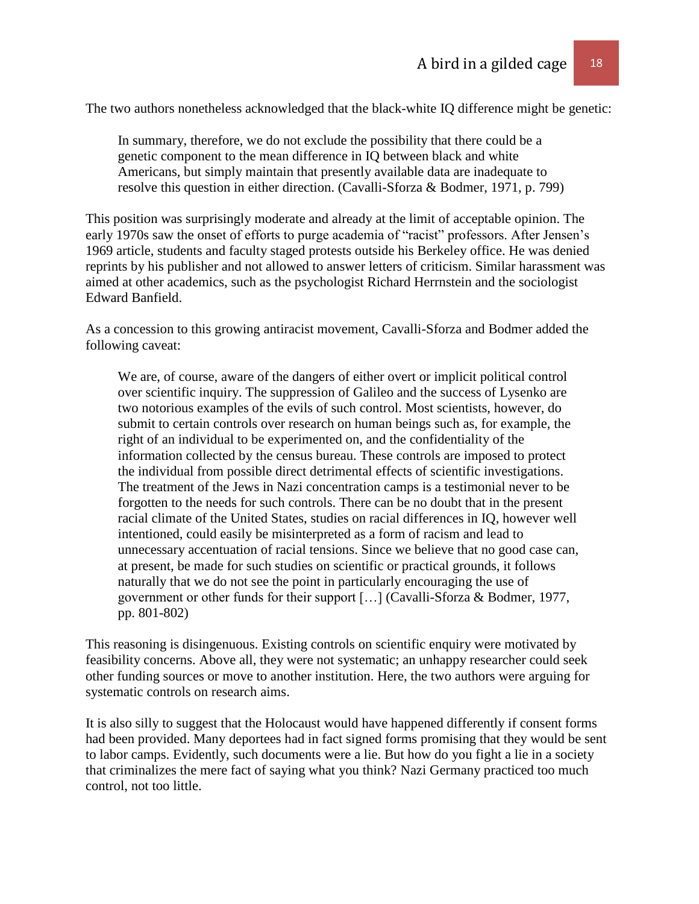The two authors nonetheless acknowledged that the black-white IQ difference might be genetic:

> In summary, therefore, we do not exclude the possibility that there could be a genetic component to the mean difference in IQ between black and white Americans, but simply maintain that presently available data are inadequate to resolve this question in either direction. (Cavalli-Sforza & Bodmer, 1971, p. 799)

This position was surprisingly moderate and already at the limit of acceptable opinion. The early 1970s saw the onset of efforts to purge academia of "racist" professors. After Jensen's 1969 article, students and faculty staged protests outside his Berkeley office. He was denied reprints by his publisher and not allowed to answer letters of criticism. Similar harassment was aimed at other academics, such as the psychologist Richard Herrnstein and the sociologist Edward Banfield.

As a concession to this growing antiracist movement, Cavalli-Sforza and Bodmer added the following caveat:

> We are, of course, aware of the dangers of either overt or implicit political control over scientific inquiry. The suppression of Galileo and the success of Lysenko are two notorious examples of the evils of such control. Most scientists, however, do submit to certain controls over research on human beings such as, for example, the right of an individual to be experimented on, and the confidentiality of the information collected by the census bureau. These controls are imposed to protect the individual from possible direct detrimental effects of scientific investigations. The treatment of the Jews in Nazi concentration camps is a testimonial never to be forgotten to the needs for such controls. There can be no doubt that in the present racial climate of the United States, studies on racial differences in IQ, however well intentioned, could easily be misinterpreted as a form of racism and lead to unnecessary accentuation of racial tensions. Since we believe that no good case can, at present, be made for such studies on scientific or practical grounds, it follows naturally that we do not see the point in particularly encouraging the use of government or other funds for their support […] (Cavalli-Sforza & Bodmer, 1977, pp. 801-802)

This reasoning is disingenuous. Existing controls on scientific enquiry were motivated by feasibility concerns. Above all, they were not systematic; an unhappy researcher could seek other funding sources or move to another institution. Here, the two authors were arguing for systematic controls on research aims.

It is also silly to suggest that the Holocaust would have happened differently if consent forms had been provided. Many deportees had in fact signed forms promising that they would be sent to labor camps. Evidently, such documents were a lie. But how do you fight a lie in a society that criminalizes the mere fact of saying what you think? Nazi Germany practiced too much control, not too little.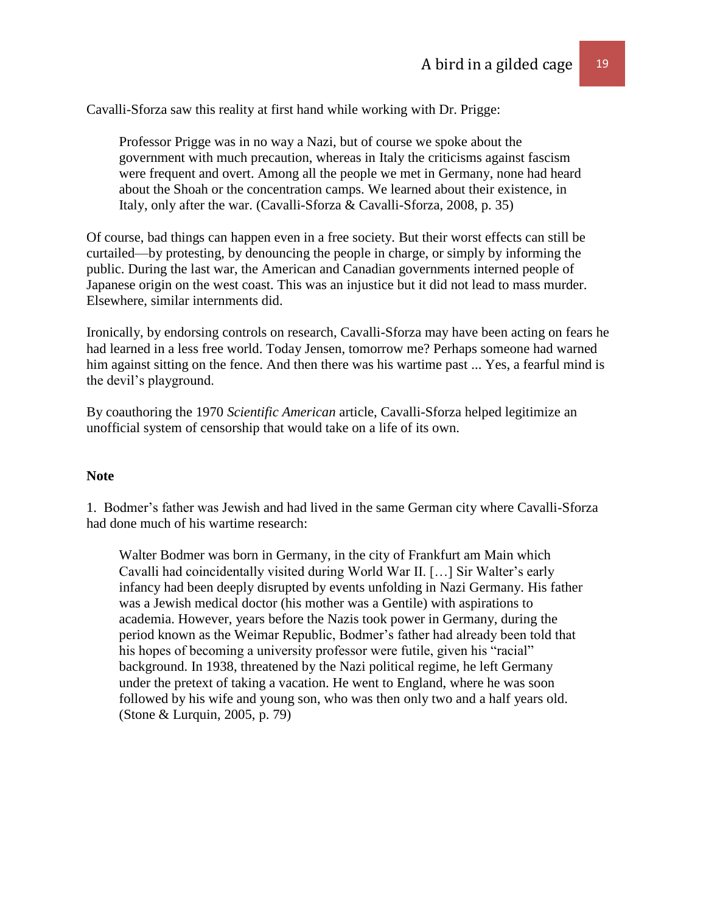Cavalli-Sforza saw this reality at first hand while working with Dr. Prigge:

> Professor Prigge was in no way a Nazi, but of course we spoke about the government with much precaution, whereas in Italy the criticisms against fascism were frequent and overt. Among all the people we met in Germany, none had heard about the Shoah or the concentration camps. We learned about their existence, in Italy, only after the war. (Cavalli-Sforza & Cavalli-Sforza, 2008, p. 35)

Of course, bad things can happen even in a free society. But their worst effects can still be curtailed—by protesting, by denouncing the people in charge, or simply by informing the public. During the last war, the American and Canadian governments interned people of Japanese origin on the west coast. This was an injustice but it did not lead to mass murder. Elsewhere, similar internments did.

Ironically, by endorsing controls on research, Cavalli-Sforza may have been acting on fears he had learned in a less free world. Today Jensen, tomorrow me? Perhaps someone had warned him against sitting on the fence. And then there was his wartime past ... Yes, a fearful mind is the devil's playground.

By coauthoring the 1970 *Scientific American* article, Cavalli-Sforza helped legitimize an unofficial system of censorship that would take on a life of its own.

**Note**

1. Bodmer's father was Jewish and had lived in the same German city where Cavalli-Sforza had done much of his wartime research:

> Walter Bodmer was born in Germany, in the city of Frankfurt am Main which Cavalli had coincidentally visited during World War II. […] Sir Walter's early infancy had been deeply disrupted by events unfolding in Nazi Germany. His father was a Jewish medical doctor (his mother was a Gentile) with aspirations to academia. However, years before the Nazis took power in Germany, during the period known as the Weimar Republic, Bodmer's father had already been told that his hopes of becoming a university professor were futile, given his "racial" background. In 1938, threatened by the Nazi political regime, he left Germany under the pretext of taking a vacation. He went to England, where he was soon followed by his wife and young son, who was then only two and a half years old. (Stone & Lurquin, 2005, p. 79)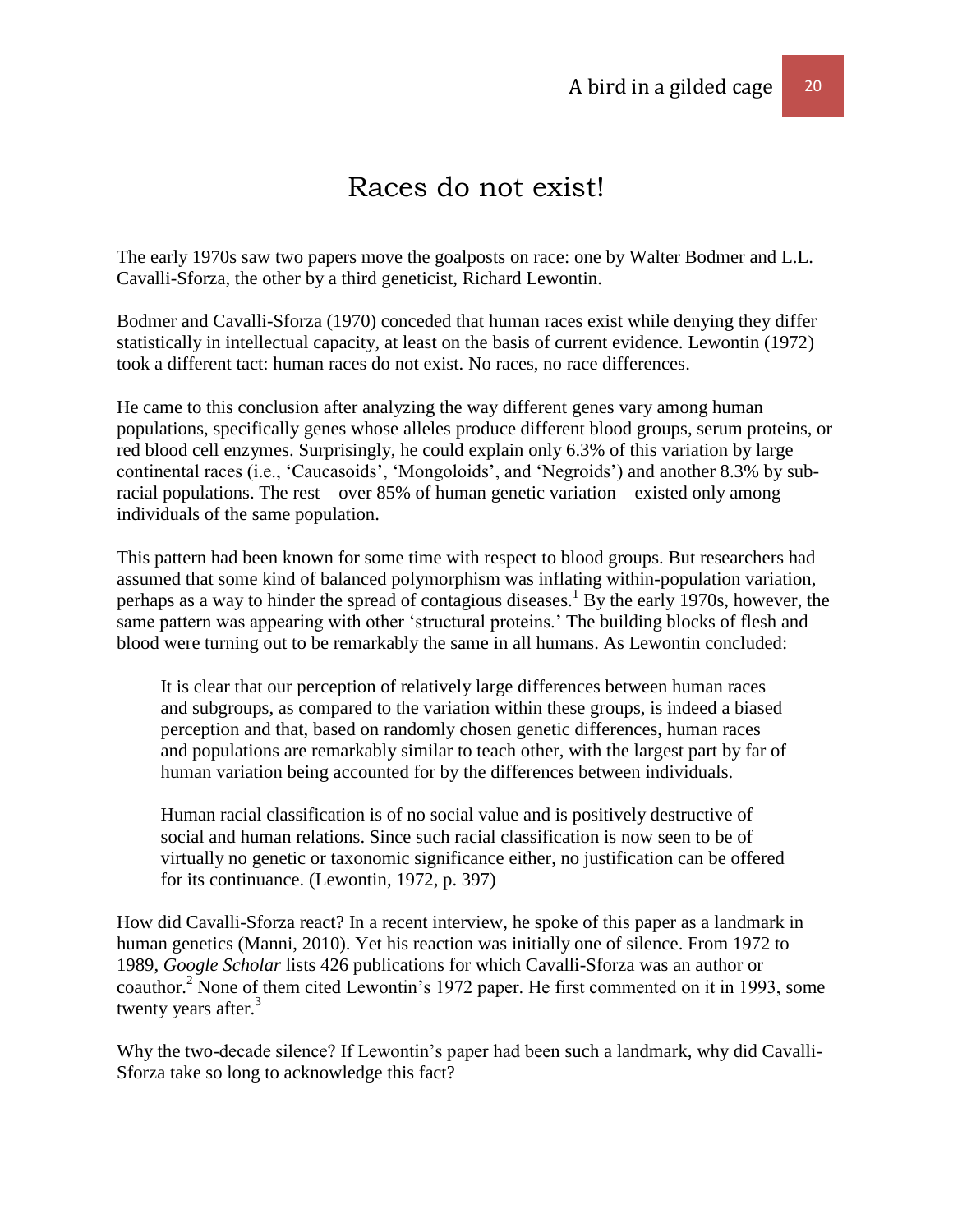# Races do not exist!

The early 1970s saw two papers move the goalposts on race: one by Walter Bodmer and L.L. Cavalli-Sforza, the other by a third geneticist, Richard Lewontin.

Bodmer and Cavalli-Sforza (1970) conceded that human races exist while denying they differ statistically in intellectual capacity, at least on the basis of current evidence. Lewontin (1972) took a different tact: human races do not exist. No races, no race differences.

He came to this conclusion after analyzing the way different genes vary among human populations, specifically genes whose alleles produce different blood groups, serum proteins, or red blood cell enzymes. Surprisingly, he could explain only 6.3% of this variation by large continental races (i.e., 'Caucasoids', 'Mongoloids', and 'Negroids') and another 8.3% by sub-racial populations. The rest—over 85% of human genetic variation—existed only among individuals of the same population.

This pattern had been known for some time with respect to blood groups. But researchers had assumed that some kind of balanced polymorphism was inflating within-population variation, perhaps as a way to hinder the spread of contagious diseases.[1] By the early 1970s, however, the same pattern was appearing with other 'structural proteins.' The building blocks of flesh and blood were turning out to be remarkably the same in all humans. As Lewontin concluded:

> It is clear that our perception of relatively large differences between human races and subgroups, as compared to the variation within these groups, is indeed a biased perception and that, based on randomly chosen genetic differences, human races and populations are remarkably similar to teach other, with the largest part by far of human variation being accounted for by the differences between individuals.
>
> Human racial classification is of no social value and is positively destructive of social and human relations. Since such racial classification is now seen to be of virtually no genetic or taxonomic significance either, no justification can be offered for its continuance. (Lewontin, 1972, p. 397)

How did Cavalli-Sforza react? In a recent interview, he spoke of this paper as a landmark in human genetics (Manni, 2010). Yet his reaction was initially one of silence. From 1972 to 1989, *Google Scholar* lists 426 publications for which Cavalli-Sforza was an author or coauthor.[2] None of them cited Lewontin's 1972 paper. He first commented on it in 1993, some twenty years after.[3]

Why the two-decade silence? If Lewontin's paper had been such a landmark, why did Cavalli-Sforza take so long to acknowledge this fact?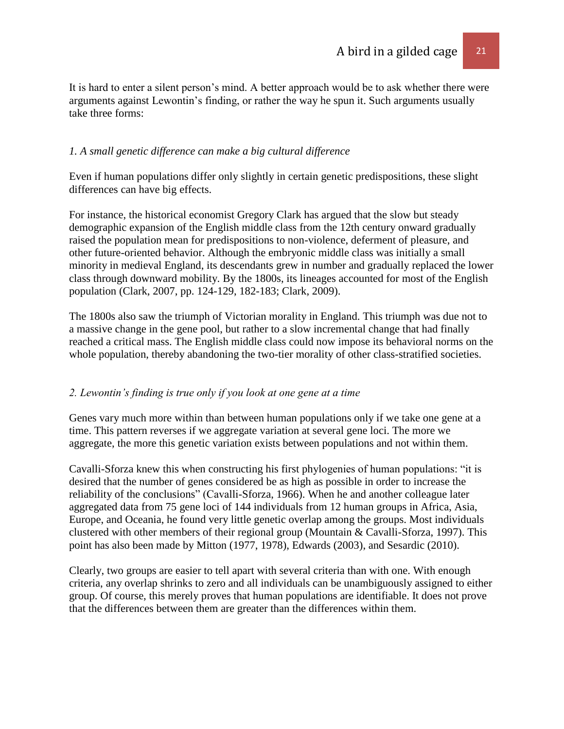It is hard to enter a silent person's mind. A better approach would be to ask whether there were arguments against Lewontin's finding, or rather the way he spun it. Such arguments usually take three forms:

*1. A small genetic difference can make a big cultural difference*

Even if human populations differ only slightly in certain genetic predispositions, these slight differences can have big effects.

For instance, the historical economist Gregory Clark has argued that the slow but steady demographic expansion of the English middle class from the 12th century onward gradually raised the population mean for predispositions to non-violence, deferment of pleasure, and other future-oriented behavior. Although the embryonic middle class was initially a small minority in medieval England, its descendants grew in number and gradually replaced the lower class through downward mobility. By the 1800s, its lineages accounted for most of the English population (Clark, 2007, pp. 124-129, 182-183; Clark, 2009).

The 1800s also saw the triumph of Victorian morality in England. This triumph was due not to a massive change in the gene pool, but rather to a slow incremental change that had finally reached a critical mass. The English middle class could now impose its behavioral norms on the whole population, thereby abandoning the two-tier morality of other class-stratified societies.

*2. Lewontin's finding is true only if you look at one gene at a time*

Genes vary much more within than between human populations only if we take one gene at a time. This pattern reverses if we aggregate variation at several gene loci. The more we aggregate, the more this genetic variation exists between populations and not within them.

Cavalli-Sforza knew this when constructing his first phylogenies of human populations: "it is desired that the number of genes considered be as high as possible in order to increase the reliability of the conclusions" (Cavalli-Sforza, 1966). When he and another colleague later aggregated data from 75 gene loci of 144 individuals from 12 human groups in Africa, Asia, Europe, and Oceania, he found very little genetic overlap among the groups. Most individuals clustered with other members of their regional group (Mountain & Cavalli-Sforza, 1997). This point has also been made by Mitton (1977, 1978), Edwards (2003), and Sesardic (2010).

Clearly, two groups are easier to tell apart with several criteria than with one. With enough criteria, any overlap shrinks to zero and all individuals can be unambiguously assigned to either group. Of course, this merely proves that human populations are identifiable. It does not prove that the differences between them are greater than the differences within them.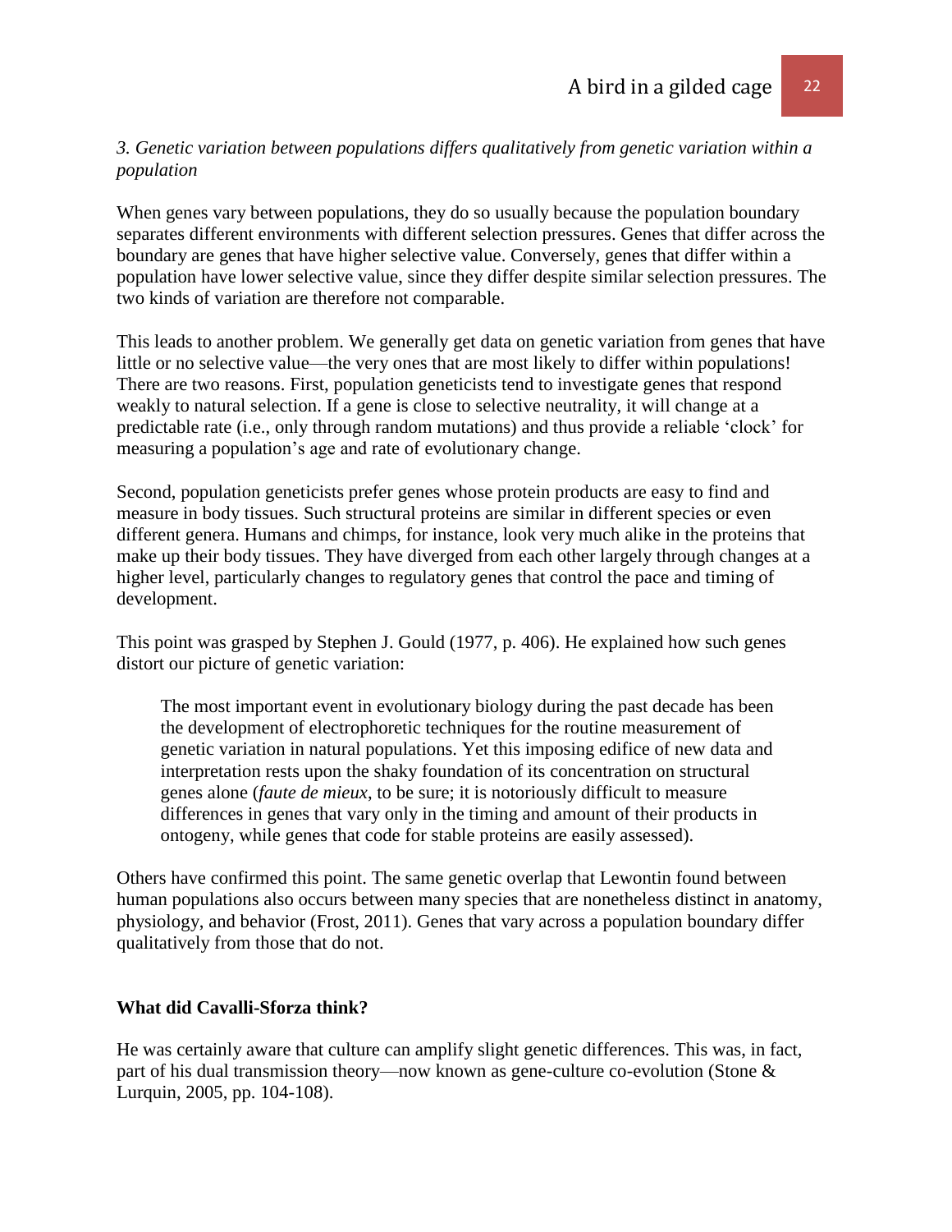*3. Genetic variation between populations differs qualitatively from genetic variation within a population*

When genes vary between populations, they do so usually because the population boundary separates different environments with different selection pressures. Genes that differ across the boundary are genes that have higher selective value. Conversely, genes that differ within a population have lower selective value, since they differ despite similar selection pressures. The two kinds of variation are therefore not comparable.

This leads to another problem. We generally get data on genetic variation from genes that have little or no selective value—the very ones that are most likely to differ within populations! There are two reasons. First, population geneticists tend to investigate genes that respond weakly to natural selection. If a gene is close to selective neutrality, it will change at a predictable rate (i.e., only through random mutations) and thus provide a reliable 'clock' for measuring a population's age and rate of evolutionary change.

Second, population geneticists prefer genes whose protein products are easy to find and measure in body tissues. Such structural proteins are similar in different species or even different genera. Humans and chimps, for instance, look very much alike in the proteins that make up their body tissues. They have diverged from each other largely through changes at a higher level, particularly changes to regulatory genes that control the pace and timing of development.

This point was grasped by Stephen J. Gould (1977, p. 406). He explained how such genes distort our picture of genetic variation:

> The most important event in evolutionary biology during the past decade has been the development of electrophoretic techniques for the routine measurement of genetic variation in natural populations. Yet this imposing edifice of new data and interpretation rests upon the shaky foundation of its concentration on structural genes alone (*faute de mieux*, to be sure; it is notoriously difficult to measure differences in genes that vary only in the timing and amount of their products in ontogeny, while genes that code for stable proteins are easily assessed).

Others have confirmed this point. The same genetic overlap that Lewontin found between human populations also occurs between many species that are nonetheless distinct in anatomy, physiology, and behavior (Frost, 2011). Genes that vary across a population boundary differ qualitatively from those that do not.

**What did Cavalli-Sforza think?**

He was certainly aware that culture can amplify slight genetic differences. This was, in fact, part of his dual transmission theory—now known as gene-culture co-evolution (Stone & Lurquin, 2005, pp. 104-108).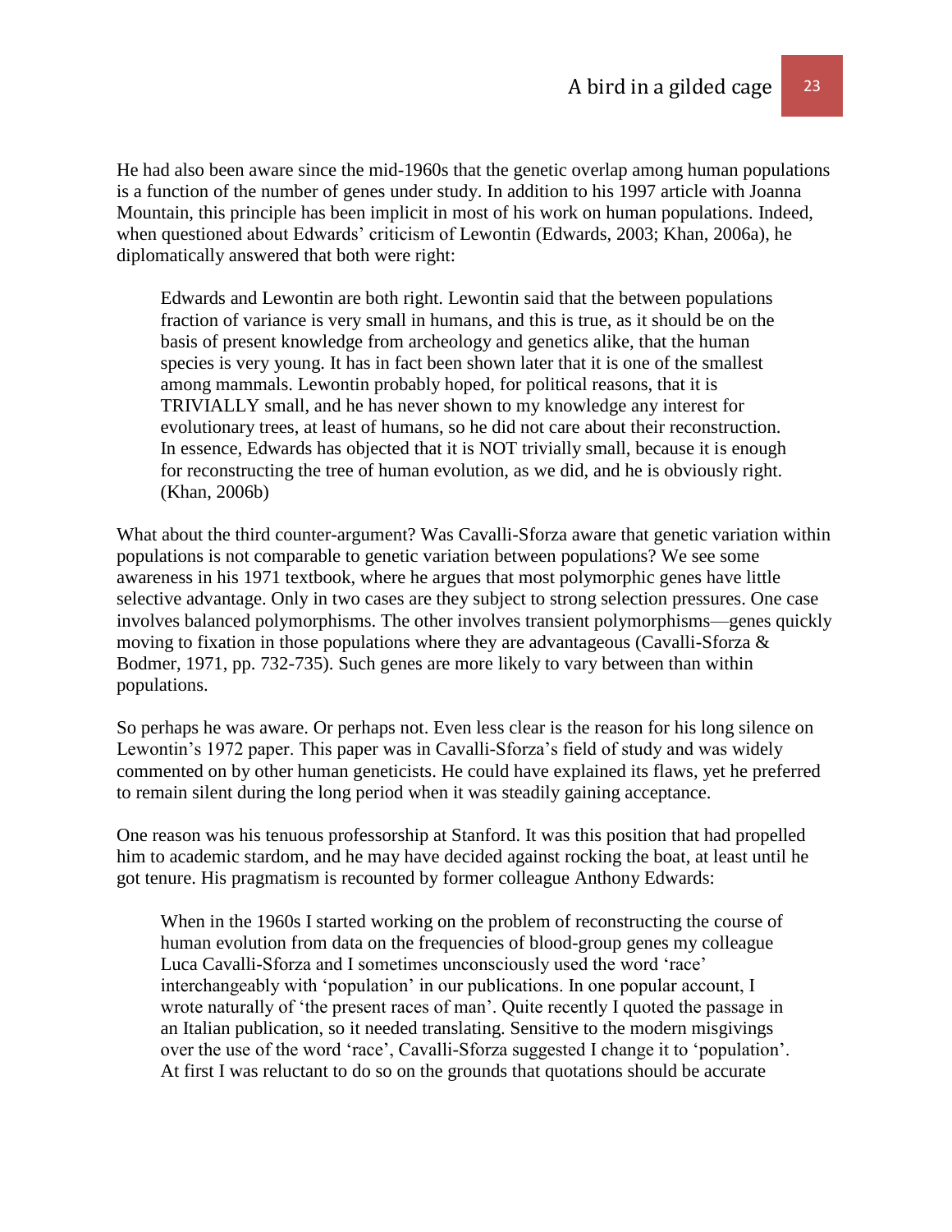He had also been aware since the mid-1960s that the genetic overlap among human populations is a function of the number of genes under study. In addition to his 1997 article with Joanna Mountain, this principle has been implicit in most of his work on human populations. Indeed, when questioned about Edwards' criticism of Lewontin (Edwards, 2003; Khan, 2006a), he diplomatically answered that both were right:

> Edwards and Lewontin are both right. Lewontin said that the between populations fraction of variance is very small in humans, and this is true, as it should be on the basis of present knowledge from archeology and genetics alike, that the human species is very young. It has in fact been shown later that it is one of the smallest among mammals. Lewontin probably hoped, for political reasons, that it is TRIVIALLY small, and he has never shown to my knowledge any interest for evolutionary trees, at least of humans, so he did not care about their reconstruction. In essence, Edwards has objected that it is NOT trivially small, because it is enough for reconstructing the tree of human evolution, as we did, and he is obviously right. (Khan, 2006b)

What about the third counter-argument? Was Cavalli-Sforza aware that genetic variation within populations is not comparable to genetic variation between populations? We see some awareness in his 1971 textbook, where he argues that most polymorphic genes have little selective advantage. Only in two cases are they subject to strong selection pressures. One case involves balanced polymorphisms. The other involves transient polymorphisms—genes quickly moving to fixation in those populations where they are advantageous (Cavalli-Sforza & Bodmer, 1971, pp. 732-735). Such genes are more likely to vary between than within populations.

So perhaps he was aware. Or perhaps not. Even less clear is the reason for his long silence on Lewontin's 1972 paper. This paper was in Cavalli-Sforza's field of study and was widely commented on by other human geneticists. He could have explained its flaws, yet he preferred to remain silent during the long period when it was steadily gaining acceptance.

One reason was his tenuous professorship at Stanford. It was this position that had propelled him to academic stardom, and he may have decided against rocking the boat, at least until he got tenure. His pragmatism is recounted by former colleague Anthony Edwards:

> When in the 1960s I started working on the problem of reconstructing the course of human evolution from data on the frequencies of blood-group genes my colleague Luca Cavalli-Sforza and I sometimes unconsciously used the word 'race' interchangeably with 'population' in our publications. In one popular account, I wrote naturally of 'the present races of man'. Quite recently I quoted the passage in an Italian publication, so it needed translating. Sensitive to the modern misgivings over the use of the word 'race', Cavalli-Sforza suggested I change it to 'population'. At first I was reluctant to do so on the grounds that quotations should be accurate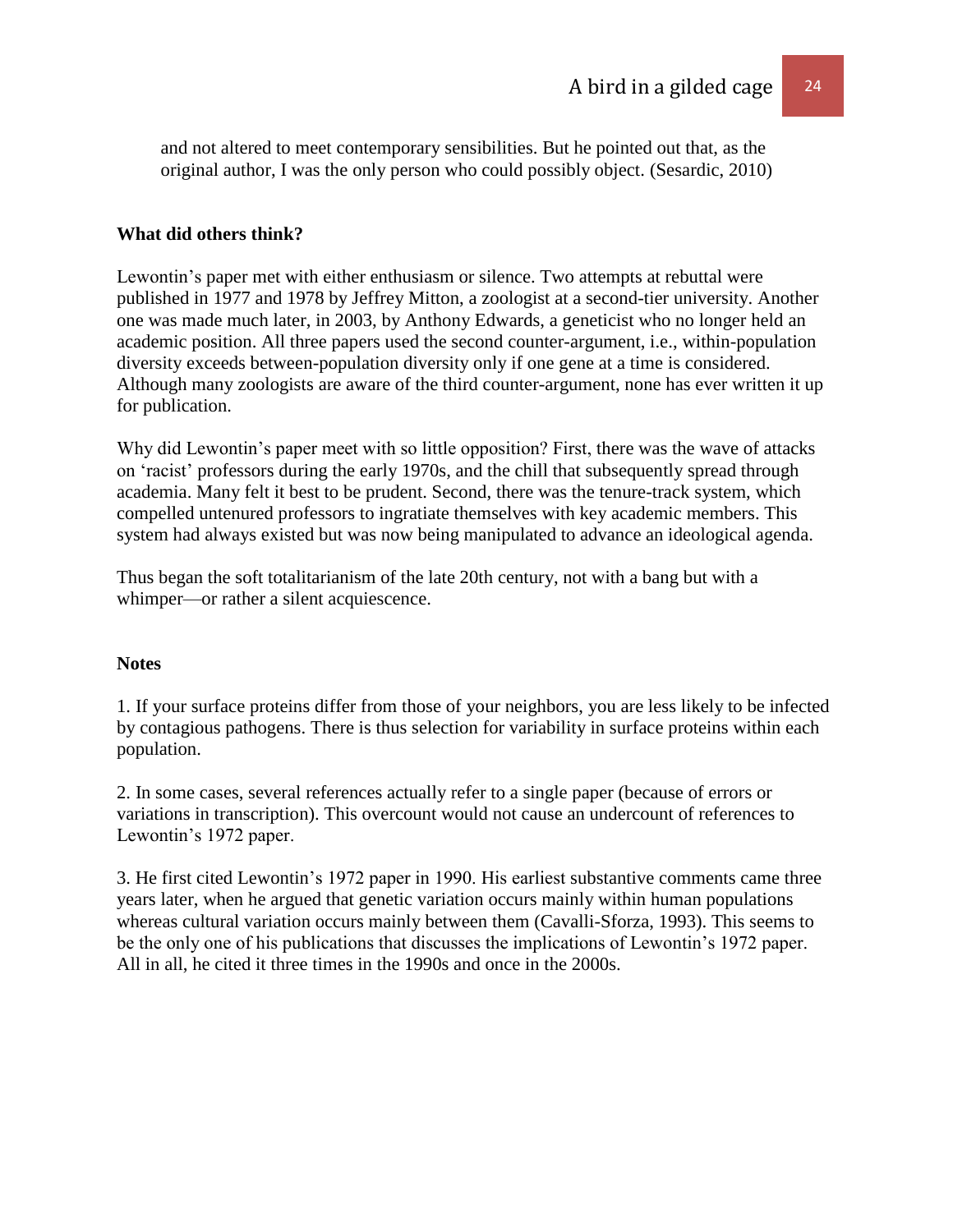and not altered to meet contemporary sensibilities. But he pointed out that, as the original author, I was the only person who could possibly object. (Sesardic, 2010)

**What did others think?**

Lewontin's paper met with either enthusiasm or silence. Two attempts at rebuttal were published in 1977 and 1978 by Jeffrey Mitton, a zoologist at a second-tier university. Another one was made much later, in 2003, by Anthony Edwards, a geneticist who no longer held an academic position. All three papers used the second counter-argument, i.e., within-population diversity exceeds between-population diversity only if one gene at a time is considered. Although many zoologists are aware of the third counter-argument, none has ever written it up for publication.

Why did Lewontin's paper meet with so little opposition? First, there was the wave of attacks on 'racist' professors during the early 1970s, and the chill that subsequently spread through academia. Many felt it best to be prudent. Second, there was the tenure-track system, which compelled untenured professors to ingratiate themselves with key academic members. This system had always existed but was now being manipulated to advance an ideological agenda.

Thus began the soft totalitarianism of the late 20th century, not with a bang but with a whimper—or rather a silent acquiescence.

**Notes**

1. If your surface proteins differ from those of your neighbors, you are less likely to be infected by contagious pathogens. There is thus selection for variability in surface proteins within each population.

2. In some cases, several references actually refer to a single paper (because of errors or variations in transcription). This overcount would not cause an undercount of references to Lewontin's 1972 paper.

3. He first cited Lewontin's 1972 paper in 1990. His earliest substantive comments came three years later, when he argued that genetic variation occurs mainly within human populations whereas cultural variation occurs mainly between them (Cavalli-Sforza, 1993). This seems to be the only one of his publications that discusses the implications of Lewontin's 1972 paper. All in all, he cited it three times in the 1990s and once in the 2000s.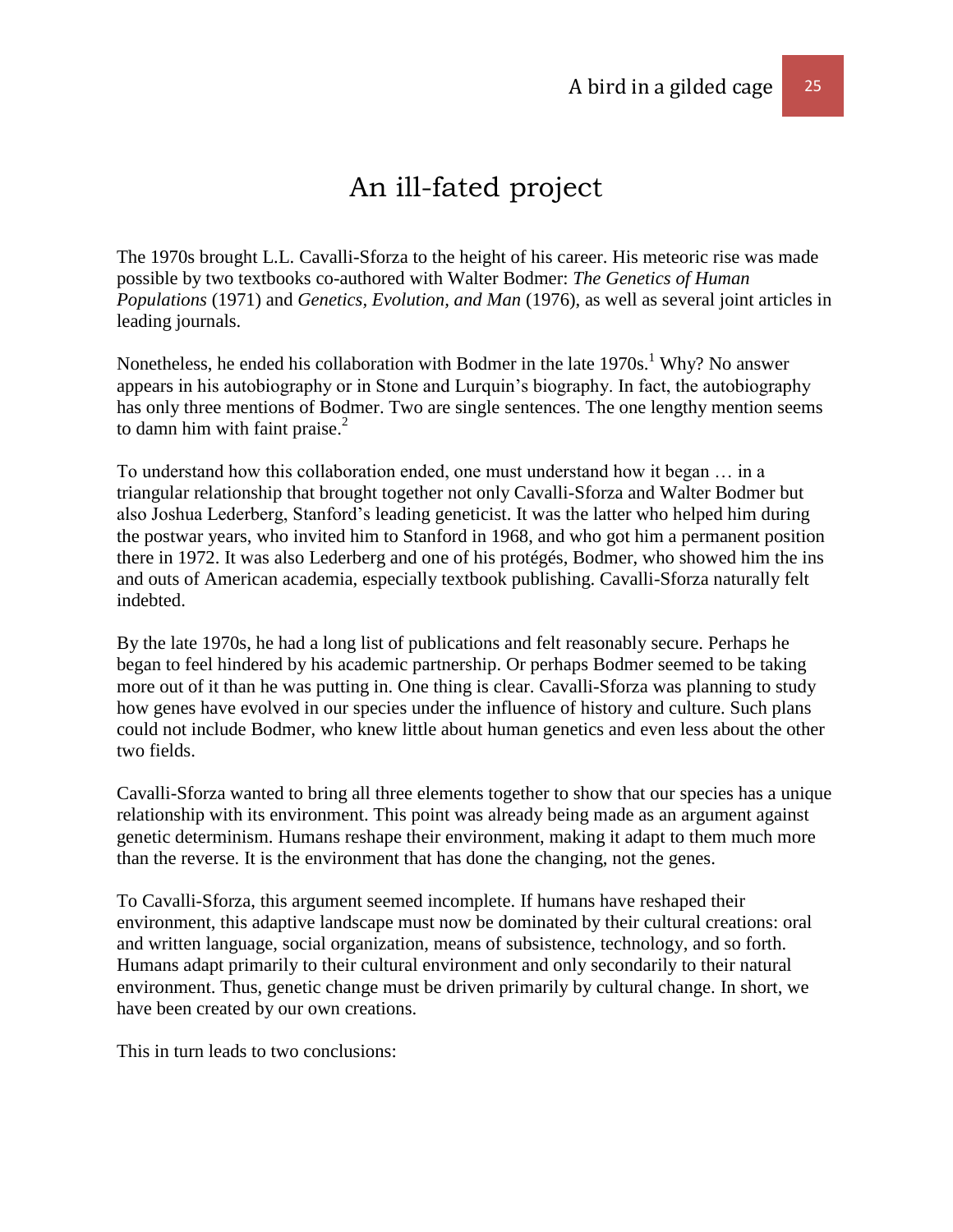# An ill-fated project

The 1970s brought L.L. Cavalli-Sforza to the height of his career. His meteoric rise was made possible by two textbooks co-authored with Walter Bodmer: *The Genetics of Human Populations* (1971) and *Genetics, Evolution, and Man* (1976), as well as several joint articles in leading journals.

Nonetheless, he ended his collaboration with Bodmer in the late 1970s.[1] Why? No answer appears in his autobiography or in Stone and Lurquin's biography. In fact, the autobiography has only three mentions of Bodmer. Two are single sentences. The one lengthy mention seems to damn him with faint praise.[2]

To understand how this collaboration ended, one must understand how it began … in a triangular relationship that brought together not only Cavalli-Sforza and Walter Bodmer but also Joshua Lederberg, Stanford's leading geneticist. It was the latter who helped him during the postwar years, who invited him to Stanford in 1968, and who got him a permanent position there in 1972. It was also Lederberg and one of his protégés, Bodmer, who showed him the ins and outs of American academia, especially textbook publishing. Cavalli-Sforza naturally felt indebted.

By the late 1970s, he had a long list of publications and felt reasonably secure. Perhaps he began to feel hindered by his academic partnership. Or perhaps Bodmer seemed to be taking more out of it than he was putting in. One thing is clear. Cavalli-Sforza was planning to study how genes have evolved in our species under the influence of history and culture. Such plans could not include Bodmer, who knew little about human genetics and even less about the other two fields.

Cavalli-Sforza wanted to bring all three elements together to show that our species has a unique relationship with its environment. This point was already being made as an argument against genetic determinism. Humans reshape their environment, making it adapt to them much more than the reverse. It is the environment that has done the changing, not the genes.

To Cavalli-Sforza, this argument seemed incomplete. If humans have reshaped their environment, this adaptive landscape must now be dominated by their cultural creations: oral and written language, social organization, means of subsistence, technology, and so forth. Humans adapt primarily to their cultural environment and only secondarily to their natural environment. Thus, genetic change must be driven primarily by cultural change. In short, we have been created by our own creations.

This in turn leads to two conclusions: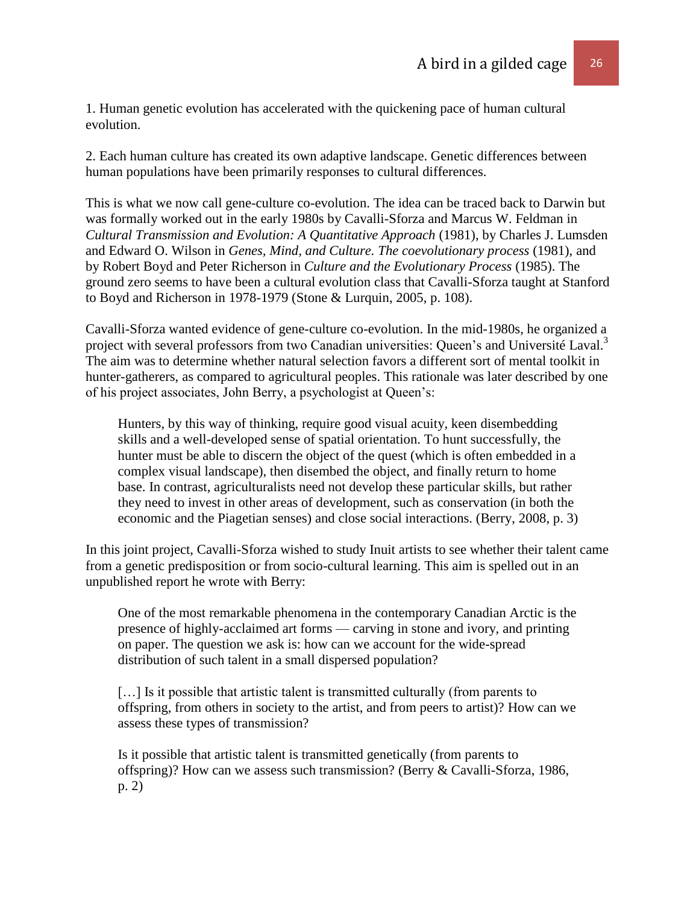1. Human genetic evolution has accelerated with the quickening pace of human cultural evolution.

2. Each human culture has created its own adaptive landscape. Genetic differences between human populations have been primarily responses to cultural differences.

This is what we now call gene-culture co-evolution. The idea can be traced back to Darwin but was formally worked out in the early 1980s by Cavalli-Sforza and Marcus W. Feldman in *Cultural Transmission and Evolution: A Quantitative Approach* (1981), by Charles J. Lumsden and Edward O. Wilson in *Genes, Mind, and Culture. The coevolutionary process* (1981), and by Robert Boyd and Peter Richerson in *Culture and the Evolutionary Process* (1985). The ground zero seems to have been a cultural evolution class that Cavalli-Sforza taught at Stanford to Boyd and Richerson in 1978-1979 (Stone & Lurquin, 2005, p. 108).

Cavalli-Sforza wanted evidence of gene-culture co-evolution. In the mid-1980s, he organized a project with several professors from two Canadian universities: Queen's and Université Laval.[3] The aim was to determine whether natural selection favors a different sort of mental toolkit in hunter-gatherers, as compared to agricultural peoples. This rationale was later described by one of his project associates, John Berry, a psychologist at Queen's:

> Hunters, by this way of thinking, require good visual acuity, keen disembedding skills and a well-developed sense of spatial orientation. To hunt successfully, the hunter must be able to discern the object of the quest (which is often embedded in a complex visual landscape), then disembed the object, and finally return to home base. In contrast, agriculturalists need not develop these particular skills, but rather they need to invest in other areas of development, such as conservation (in both the economic and the Piagetian senses) and close social interactions. (Berry, 2008, p. 3)

In this joint project, Cavalli-Sforza wished to study Inuit artists to see whether their talent came from a genetic predisposition or from socio-cultural learning. This aim is spelled out in an unpublished report he wrote with Berry:

> One of the most remarkable phenomena in the contemporary Canadian Arctic is the presence of highly-acclaimed art forms — carving in stone and ivory, and printing on paper. The question we ask is: how can we account for the wide-spread distribution of such talent in a small dispersed population?
>
> […] Is it possible that artistic talent is transmitted culturally (from parents to offspring, from others in society to the artist, and from peers to artist)? How can we assess these types of transmission?
>
> Is it possible that artistic talent is transmitted genetically (from parents to offspring)? How can we assess such transmission? (Berry & Cavalli-Sforza, 1986, p. 2)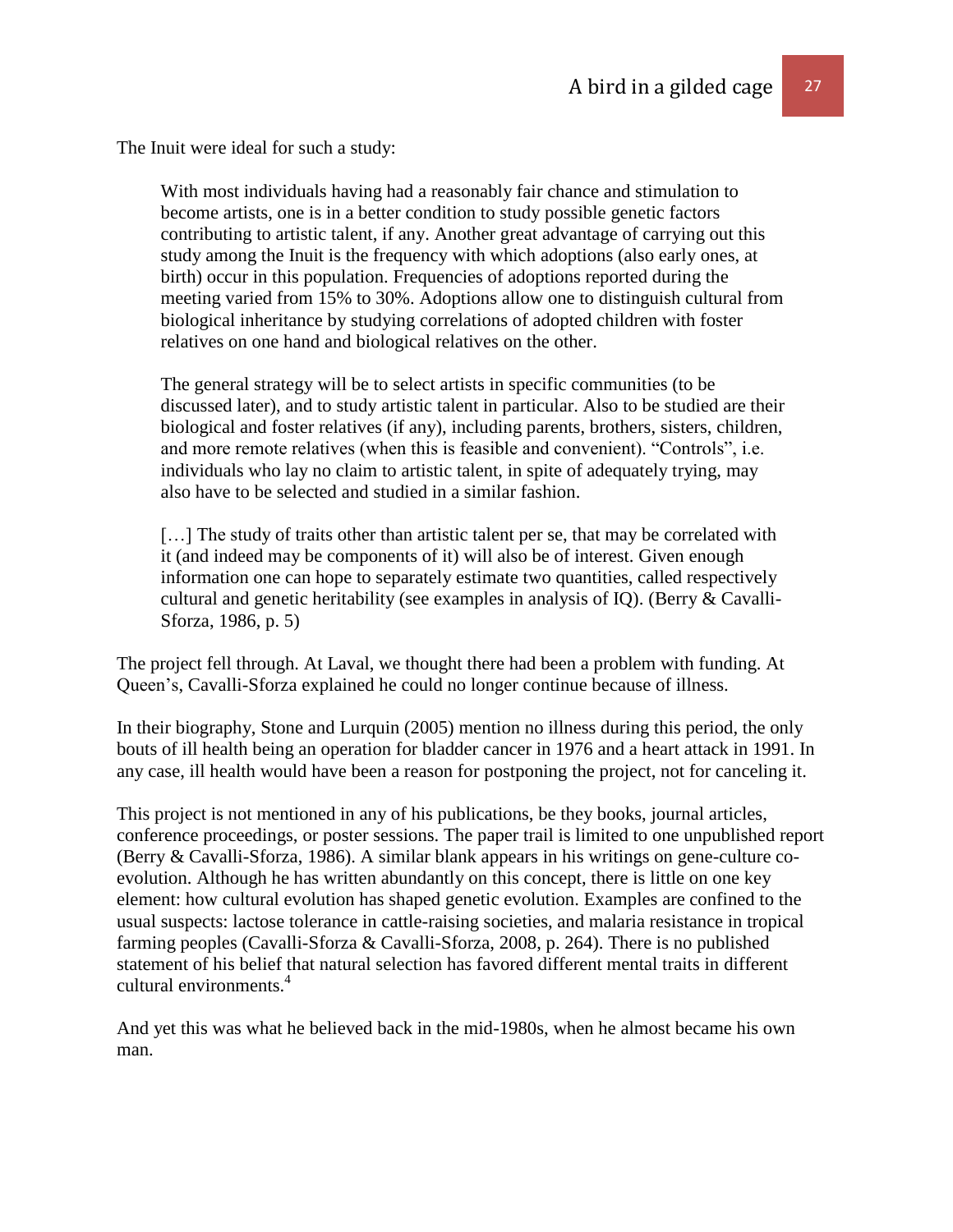The Inuit were ideal for such a study:

> With most individuals having had a reasonably fair chance and stimulation to become artists, one is in a better condition to study possible genetic factors contributing to artistic talent, if any. Another great advantage of carrying out this study among the Inuit is the frequency with which adoptions (also early ones, at birth) occur in this population. Frequencies of adoptions reported during the meeting varied from 15% to 30%. Adoptions allow one to distinguish cultural from biological inheritance by studying correlations of adopted children with foster relatives on one hand and biological relatives on the other.
>
> The general strategy will be to select artists in specific communities (to be discussed later), and to study artistic talent in particular. Also to be studied are their biological and foster relatives (if any), including parents, brothers, sisters, children, and more remote relatives (when this is feasible and convenient). "Controls", i.e. individuals who lay no claim to artistic talent, in spite of adequately trying, may also have to be selected and studied in a similar fashion.
>
> […] The study of traits other than artistic talent per se, that may be correlated with it (and indeed may be components of it) will also be of interest. Given enough information one can hope to separately estimate two quantities, called respectively cultural and genetic heritability (see examples in analysis of IQ). (Berry & Cavalli-Sforza, 1986, p. 5)

The project fell through. At Laval, we thought there had been a problem with funding. At Queen's, Cavalli-Sforza explained he could no longer continue because of illness.

In their biography, Stone and Lurquin (2005) mention no illness during this period, the only bouts of ill health being an operation for bladder cancer in 1976 and a heart attack in 1991. In any case, ill health would have been a reason for postponing the project, not for canceling it.

This project is not mentioned in any of his publications, be they books, journal articles, conference proceedings, or poster sessions. The paper trail is limited to one unpublished report (Berry & Cavalli-Sforza, 1986). A similar blank appears in his writings on gene-culture co-evolution. Although he has written abundantly on this concept, there is little on one key element: how cultural evolution has shaped genetic evolution. Examples are confined to the usual suspects: lactose tolerance in cattle-raising societies, and malaria resistance in tropical farming peoples (Cavalli-Sforza & Cavalli-Sforza, 2008, p. 264). There is no published statement of his belief that natural selection has favored different mental traits in different cultural environments.[4]

And yet this was what he believed back in the mid-1980s, when he almost became his own man.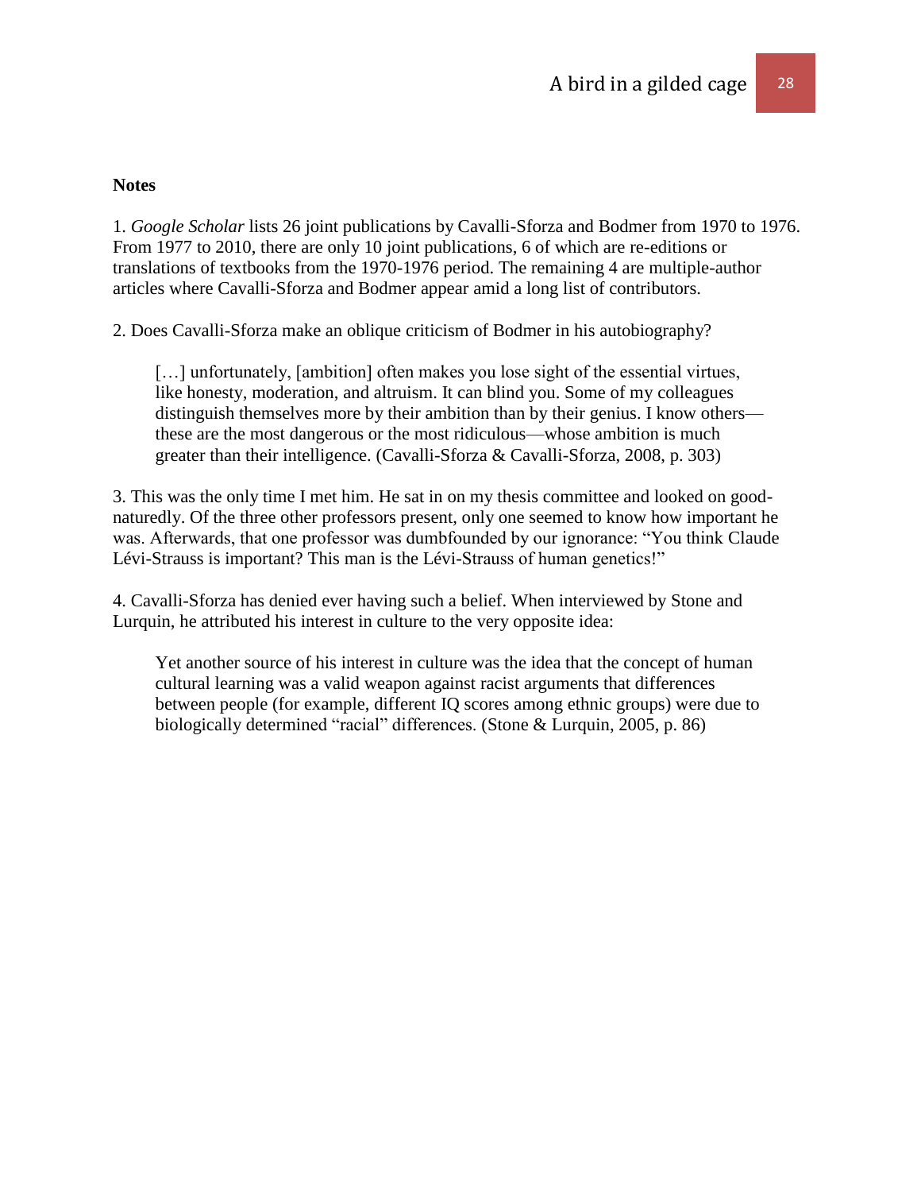**Notes**

1. *Google Scholar* lists 26 joint publications by Cavalli-Sforza and Bodmer from 1970 to 1976. From 1977 to 2010, there are only 10 joint publications, 6 of which are re-editions or translations of textbooks from the 1970-1976 period. The remaining 4 are multiple-author articles where Cavalli-Sforza and Bodmer appear amid a long list of contributors.

2. Does Cavalli-Sforza make an oblique criticism of Bodmer in his autobiography?

> […] unfortunately, [ambition] often makes you lose sight of the essential virtues, like honesty, moderation, and altruism. It can blind you. Some of my colleagues distinguish themselves more by their ambition than by their genius. I know others—these are the most dangerous or the most ridiculous—whose ambition is much greater than their intelligence. (Cavalli-Sforza & Cavalli-Sforza, 2008, p. 303)

3. This was the only time I met him. He sat in on my thesis committee and looked on good-naturedly. Of the three other professors present, only one seemed to know how important he was. Afterwards, that one professor was dumbfounded by our ignorance: "You think Claude Lévi-Strauss is important? This man is the Lévi-Strauss of human genetics!"

4. Cavalli-Sforza has denied ever having such a belief. When interviewed by Stone and Lurquin, he attributed his interest in culture to the very opposite idea:

> Yet another source of his interest in culture was the idea that the concept of human cultural learning was a valid weapon against racist arguments that differences between people (for example, different IQ scores among ethnic groups) were due to biologically determined "racial" differences. (Stone & Lurquin, 2005, p. 86)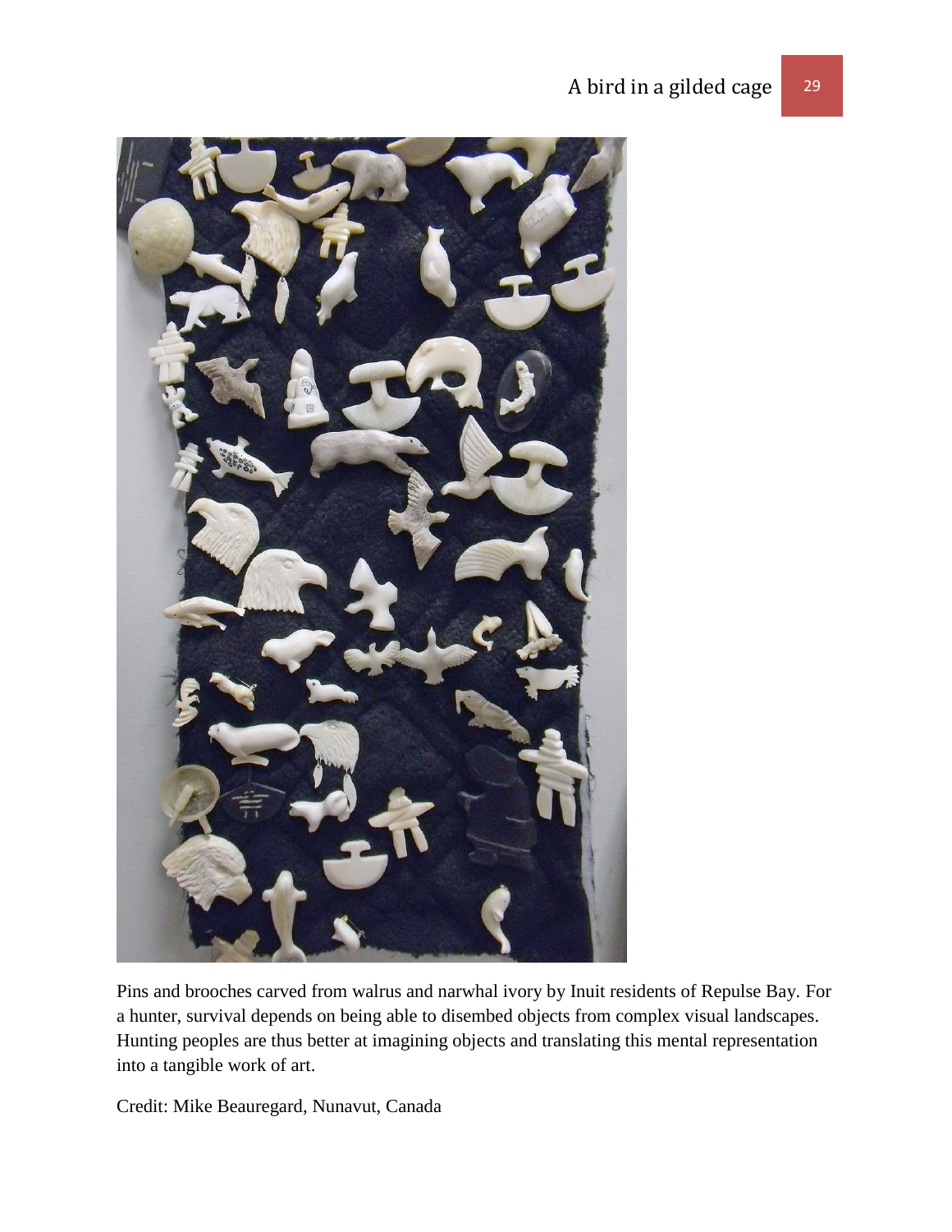Pins and brooches carved from walrus and narwhal ivory by Inuit residents of Repulse Bay. For a hunter, survival depends on being able to disembed objects from complex visual landscapes. Hunting peoples are thus better at imagining objects and translating this mental representation into a tangible work of art.

Credit: Mike Beauregard, Nunavut, Canada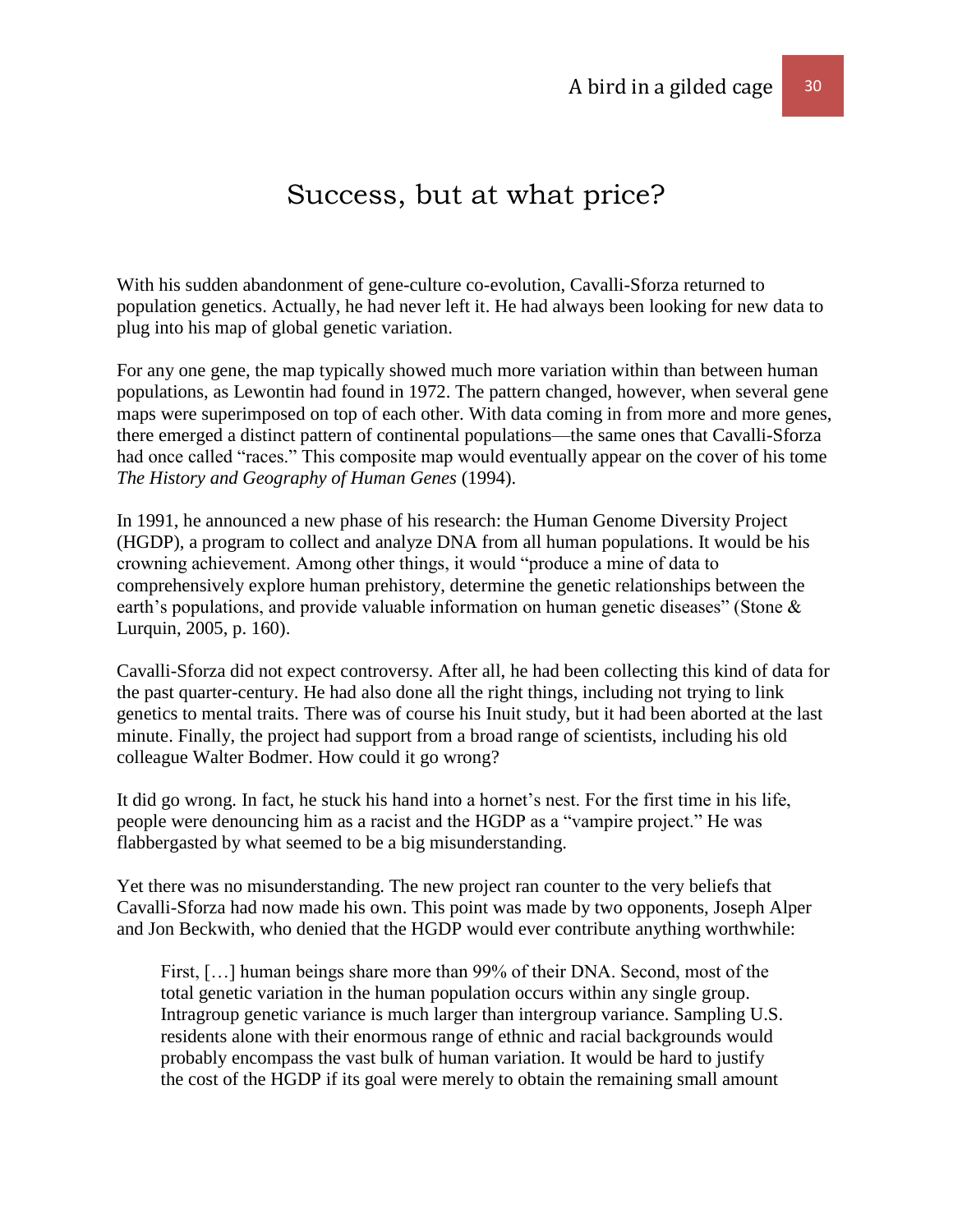# Success, but at what price?

With his sudden abandonment of gene-culture co-evolution, Cavalli-Sforza returned to population genetics. Actually, he had never left it. He had always been looking for new data to plug into his map of global genetic variation.

For any one gene, the map typically showed much more variation within than between human populations, as Lewontin had found in 1972. The pattern changed, however, when several gene maps were superimposed on top of each other. With data coming in from more and more genes, there emerged a distinct pattern of continental populations—the same ones that Cavalli-Sforza had once called "races." This composite map would eventually appear on the cover of his tome *The History and Geography of Human Genes* (1994).

In 1991, he announced a new phase of his research: the Human Genome Diversity Project (HGDP), a program to collect and analyze DNA from all human populations. It would be his crowning achievement. Among other things, it would "produce a mine of data to comprehensively explore human prehistory, determine the genetic relationships between the earth's populations, and provide valuable information on human genetic diseases" (Stone & Lurquin, 2005, p. 160).

Cavalli-Sforza did not expect controversy. After all, he had been collecting this kind of data for the past quarter-century. He had also done all the right things, including not trying to link genetics to mental traits. There was of course his Inuit study, but it had been aborted at the last minute. Finally, the project had support from a broad range of scientists, including his old colleague Walter Bodmer. How could it go wrong?

It did go wrong. In fact, he stuck his hand into a hornet's nest. For the first time in his life, people were denouncing him as a racist and the HGDP as a "vampire project." He was flabbergasted by what seemed to be a big misunderstanding.

Yet there was no misunderstanding. The new project ran counter to the very beliefs that Cavalli-Sforza had now made his own. This point was made by two opponents, Joseph Alper and Jon Beckwith, who denied that the HGDP would ever contribute anything worthwhile:

> First, […] human beings share more than 99% of their DNA. Second, most of the total genetic variation in the human population occurs within any single group. Intragroup genetic variance is much larger than intergroup variance. Sampling U.S. residents alone with their enormous range of ethnic and racial backgrounds would probably encompass the vast bulk of human variation. It would be hard to justify the cost of the HGDP if its goal were merely to obtain the remaining small amount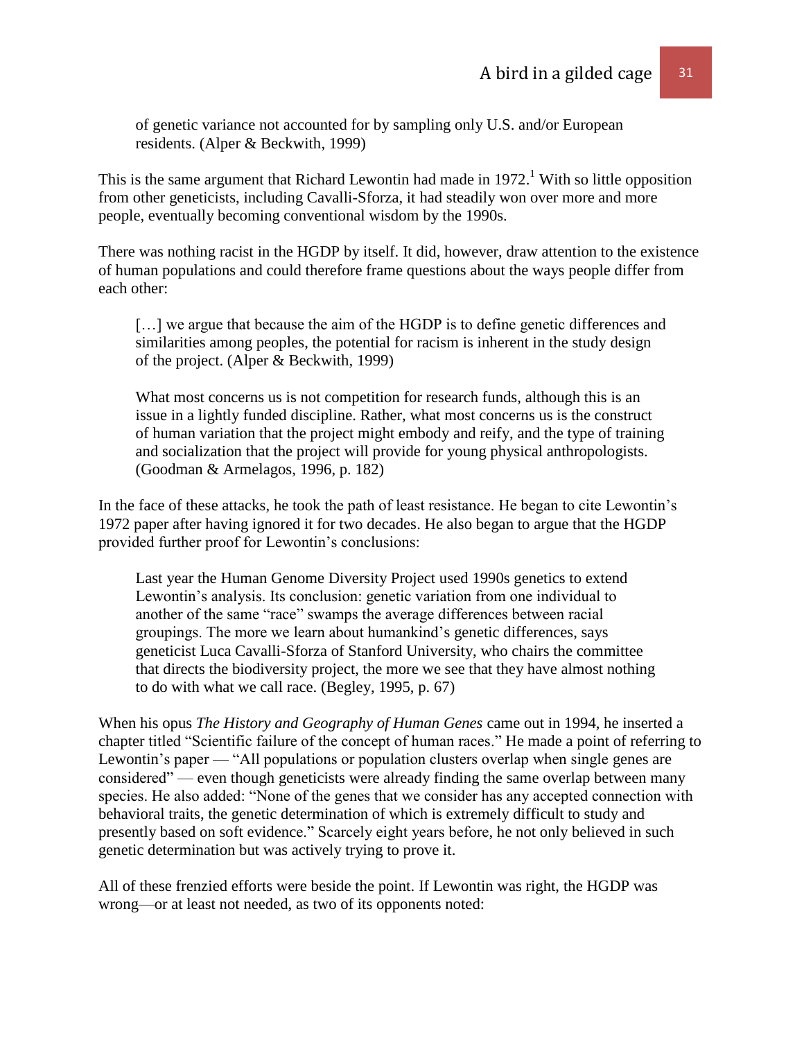> of genetic variance not accounted for by sampling only U.S. and/or European residents. (Alper & Beckwith, 1999)

This is the same argument that Richard Lewontin had made in 1972.[1] With so little opposition from other geneticists, including Cavalli-Sforza, it had steadily won over more and more people, eventually becoming conventional wisdom by the 1990s.

There was nothing racist in the HGDP by itself. It did, however, draw attention to the existence of human populations and could therefore frame questions about the ways people differ from each other:

> […] we argue that because the aim of the HGDP is to define genetic differences and similarities among peoples, the potential for racism is inherent in the study design of the project. (Alper & Beckwith, 1999)

> What most concerns us is not competition for research funds, although this is an issue in a lightly funded discipline. Rather, what most concerns us is the construct of human variation that the project might embody and reify, and the type of training and socialization that the project will provide for young physical anthropologists. (Goodman & Armelagos, 1996, p. 182)

In the face of these attacks, he took the path of least resistance. He began to cite Lewontin's 1972 paper after having ignored it for two decades. He also began to argue that the HGDP provided further proof for Lewontin's conclusions:

> Last year the Human Genome Diversity Project used 1990s genetics to extend Lewontin's analysis. Its conclusion: genetic variation from one individual to another of the same "race" swamps the average differences between racial groupings. The more we learn about humankind's genetic differences, says geneticist Luca Cavalli-Sforza of Stanford University, who chairs the committee that directs the biodiversity project, the more we see that they have almost nothing to do with what we call race. (Begley, 1995, p. 67)

When his opus *The History and Geography of Human Genes* came out in 1994, he inserted a chapter titled "Scientific failure of the concept of human races." He made a point of referring to Lewontin's paper — "All populations or population clusters overlap when single genes are considered" — even though geneticists were already finding the same overlap between many species. He also added: "None of the genes that we consider has any accepted connection with behavioral traits, the genetic determination of which is extremely difficult to study and presently based on soft evidence." Scarcely eight years before, he not only believed in such genetic determination but was actively trying to prove it.

All of these frenzied efforts were beside the point. If Lewontin was right, the HGDP was wrong—or at least not needed, as two of its opponents noted: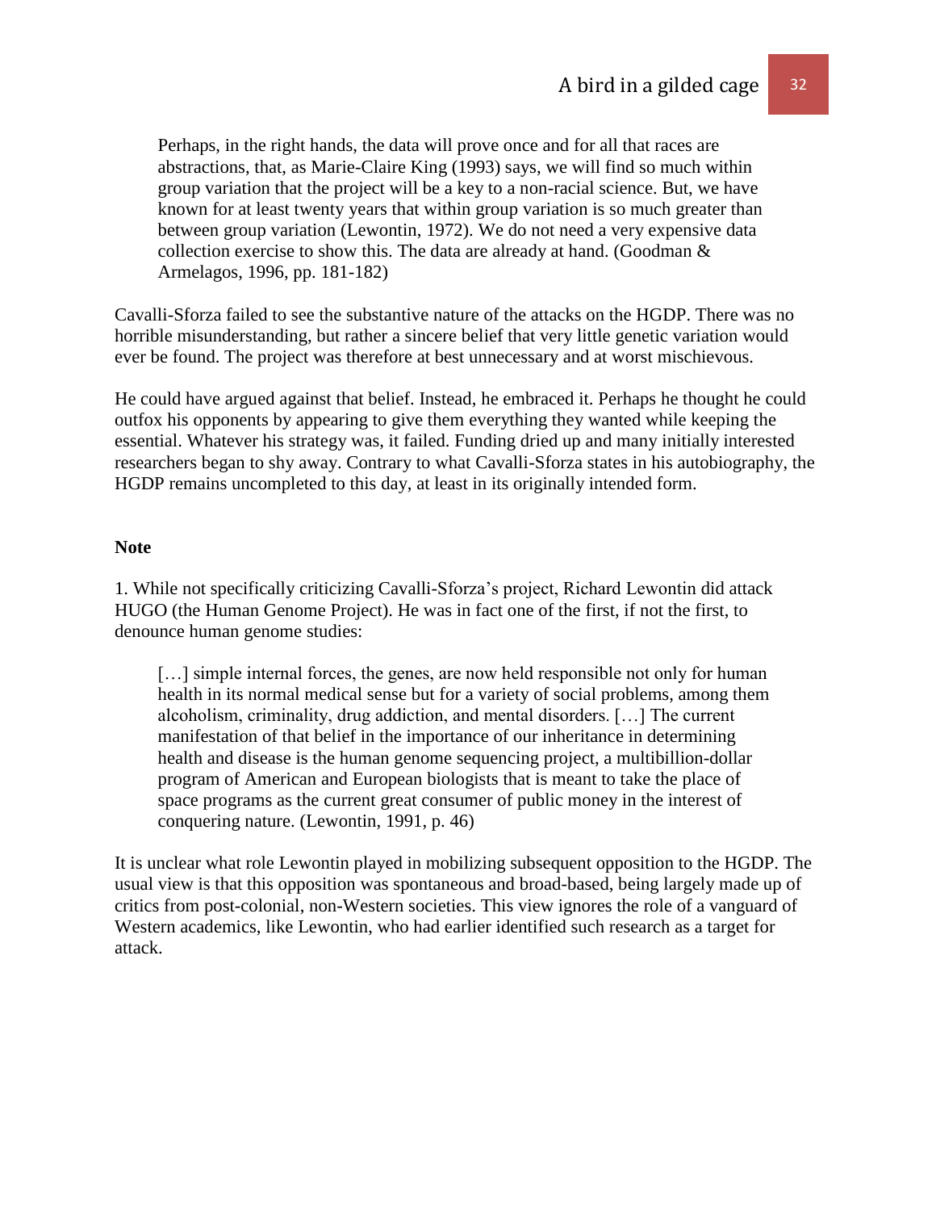> Perhaps, in the right hands, the data will prove once and for all that races are abstractions, that, as Marie-Claire King (1993) says, we will find so much within group variation that the project will be a key to a non-racial science. But, we have known for at least twenty years that within group variation is so much greater than between group variation (Lewontin, 1972). We do not need a very expensive data collection exercise to show this. The data are already at hand. (Goodman & Armelagos, 1996, pp. 181-182)

Cavalli-Sforza failed to see the substantive nature of the attacks on the HGDP. There was no horrible misunderstanding, but rather a sincere belief that very little genetic variation would ever be found. The project was therefore at best unnecessary and at worst mischievous.

He could have argued against that belief. Instead, he embraced it. Perhaps he thought he could outfox his opponents by appearing to give them everything they wanted while keeping the essential. Whatever his strategy was, it failed. Funding dried up and many initially interested researchers began to shy away. Contrary to what Cavalli-Sforza states in his autobiography, the HGDP remains uncompleted to this day, at least in its originally intended form.

**Note**

1. While not specifically criticizing Cavalli-Sforza's project, Richard Lewontin did attack HUGO (the Human Genome Project). He was in fact one of the first, if not the first, to denounce human genome studies:

> […] simple internal forces, the genes, are now held responsible not only for human health in its normal medical sense but for a variety of social problems, among them alcoholism, criminality, drug addiction, and mental disorders. […] The current manifestation of that belief in the importance of our inheritance in determining health and disease is the human genome sequencing project, a multibillion-dollar program of American and European biologists that is meant to take the place of space programs as the current great consumer of public money in the interest of conquering nature. (Lewontin, 1991, p. 46)

It is unclear what role Lewontin played in mobilizing subsequent opposition to the HGDP. The usual view is that this opposition was spontaneous and broad-based, being largely made up of critics from post-colonial, non-Western societies. This view ignores the role of a vanguard of Western academics, like Lewontin, who had earlier identified such research as a target for attack.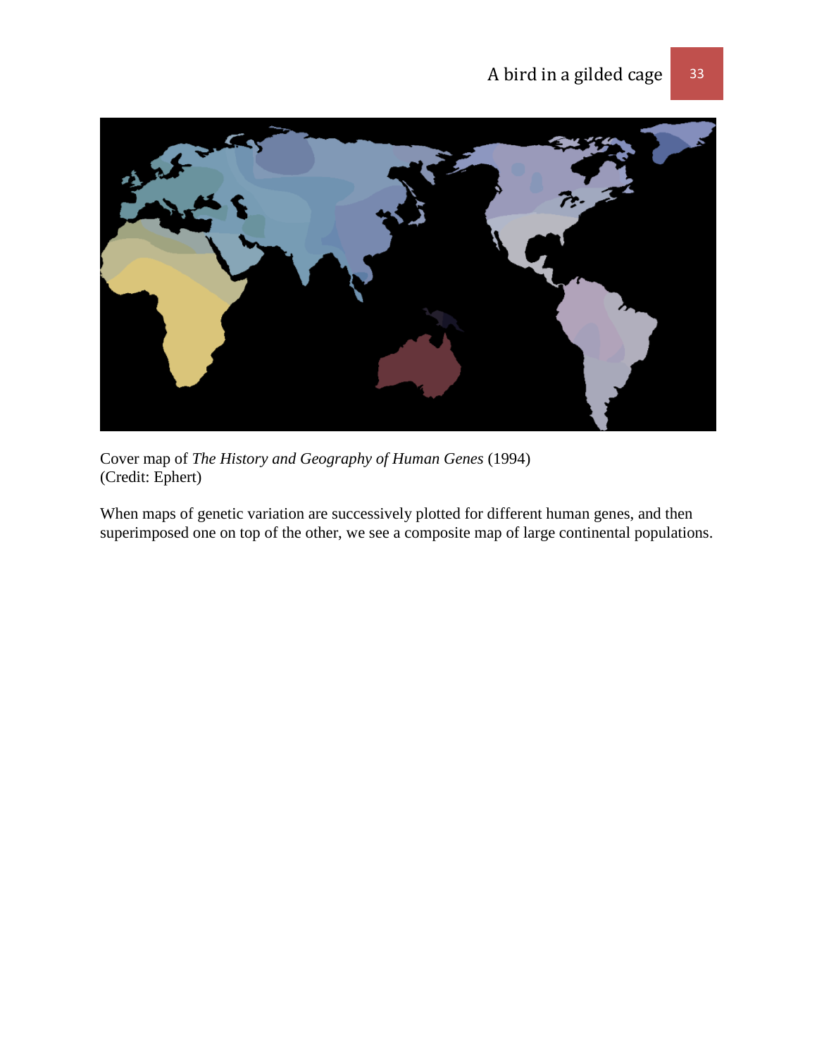Cover map of *The History and Geography of Human Genes* (1994)
(Credit: Ephert)

When maps of genetic variation are successively plotted for different human genes, and then superimposed one on top of the other, we see a composite map of large continental populations.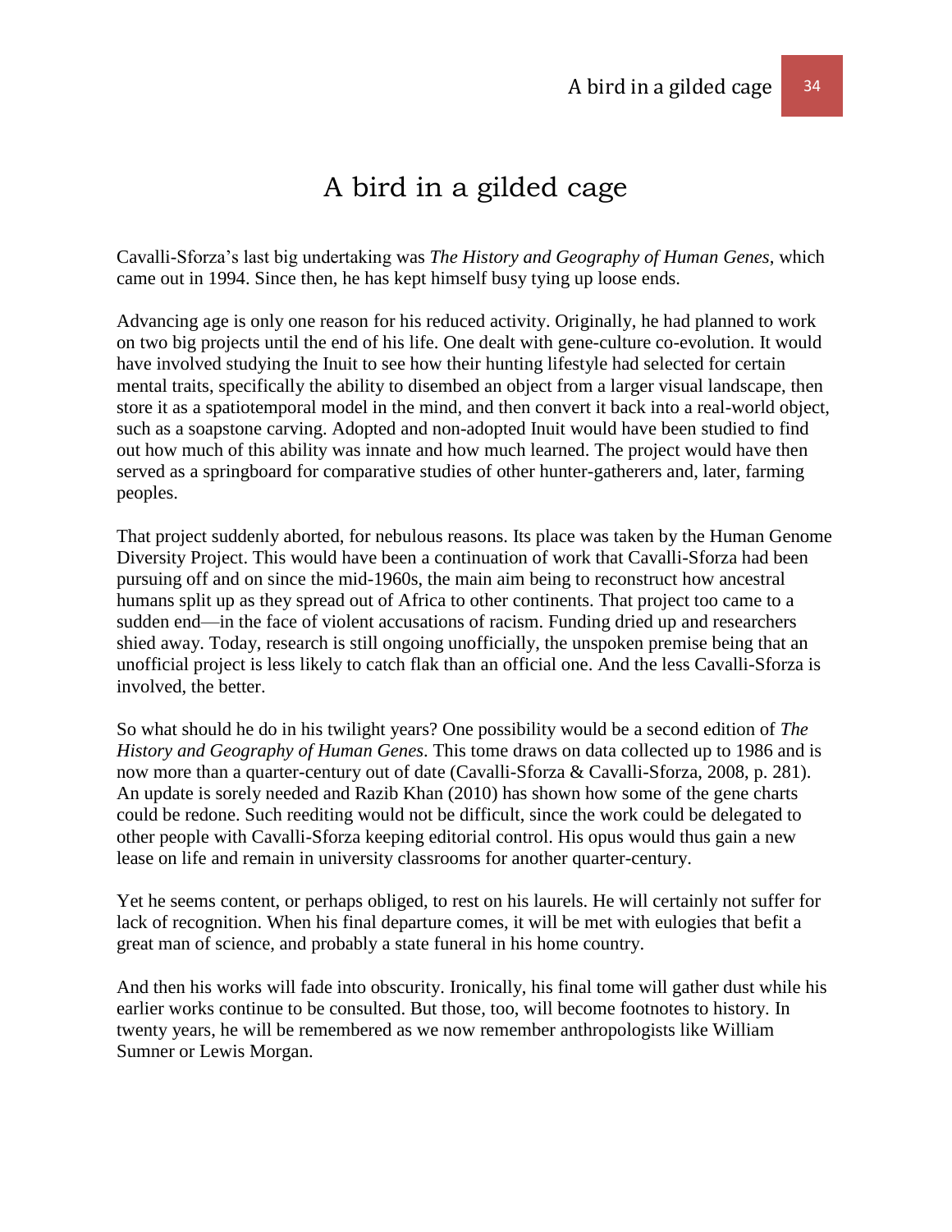# A bird in a gilded cage

Cavalli-Sforza's last big undertaking was *The History and Geography of Human Genes*, which came out in 1994. Since then, he has kept himself busy tying up loose ends.

Advancing age is only one reason for his reduced activity. Originally, he had planned to work on two big projects until the end of his life. One dealt with gene-culture co-evolution. It would have involved studying the Inuit to see how their hunting lifestyle had selected for certain mental traits, specifically the ability to disembed an object from a larger visual landscape, then store it as a spatiotemporal model in the mind, and then convert it back into a real-world object, such as a soapstone carving. Adopted and non-adopted Inuit would have been studied to find out how much of this ability was innate and how much learned. The project would have then served as a springboard for comparative studies of other hunter-gatherers and, later, farming peoples.

That project suddenly aborted, for nebulous reasons. Its place was taken by the Human Genome Diversity Project. This would have been a continuation of work that Cavalli-Sforza had been pursuing off and on since the mid-1960s, the main aim being to reconstruct how ancestral humans split up as they spread out of Africa to other continents. That project too came to a sudden end—in the face of violent accusations of racism. Funding dried up and researchers shied away. Today, research is still ongoing unofficially, the unspoken premise being that an unofficial project is less likely to catch flak than an official one. And the less Cavalli-Sforza is involved, the better.

So what should he do in his twilight years? One possibility would be a second edition of *The History and Geography of Human Genes*. This tome draws on data collected up to 1986 and is now more than a quarter-century out of date (Cavalli-Sforza & Cavalli-Sforza, 2008, p. 281). An update is sorely needed and Razib Khan (2010) has shown how some of the gene charts could be redone. Such reediting would not be difficult, since the work could be delegated to other people with Cavalli-Sforza keeping editorial control. His opus would thus gain a new lease on life and remain in university classrooms for another quarter-century.

Yet he seems content, or perhaps obliged, to rest on his laurels. He will certainly not suffer for lack of recognition. When his final departure comes, it will be met with eulogies that befit a great man of science, and probably a state funeral in his home country.

And then his works will fade into obscurity. Ironically, his final tome will gather dust while his earlier works continue to be consulted. But those, too, will become footnotes to history. In twenty years, he will be remembered as we now remember anthropologists like William Sumner or Lewis Morgan.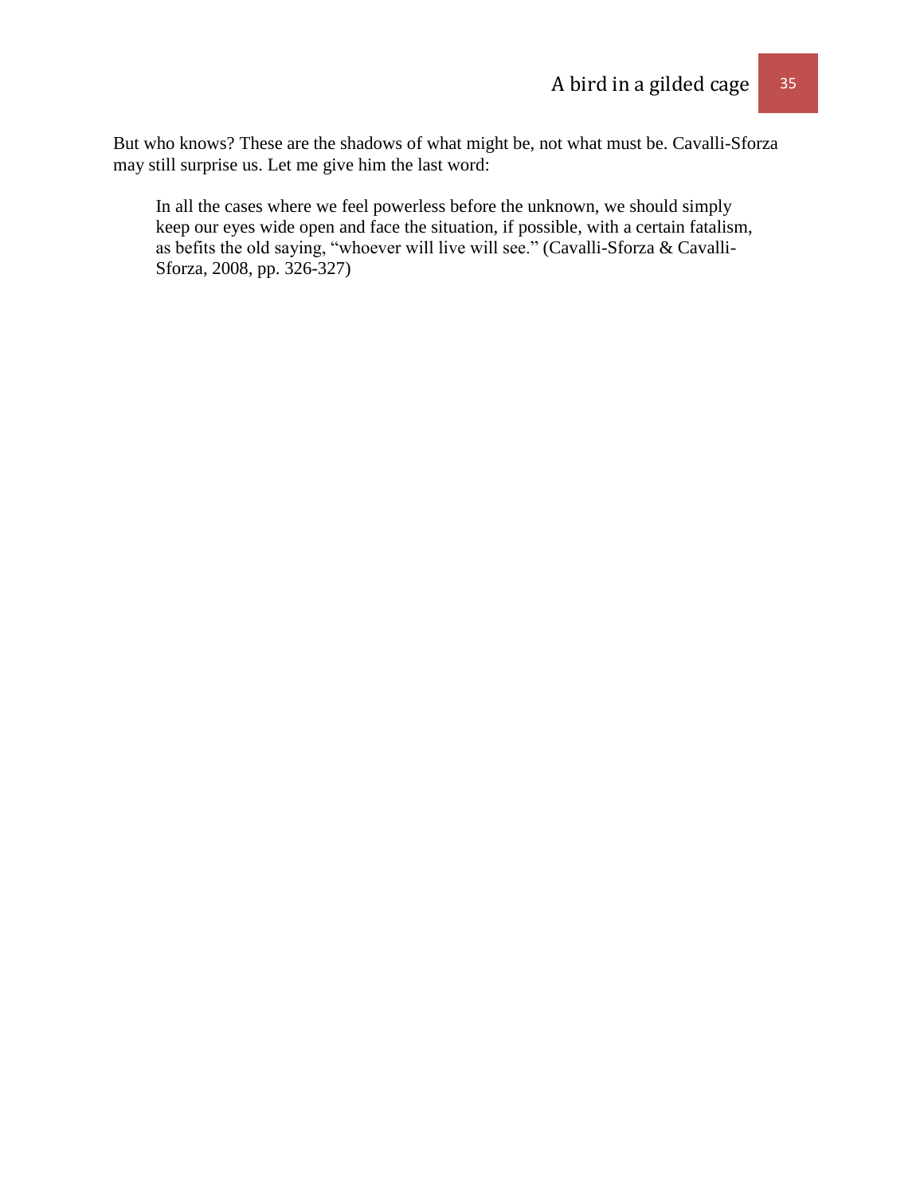But who knows? These are the shadows of what might be, not what must be. Cavalli-Sforza may still surprise us. Let me give him the last word:

> In all the cases where we feel powerless before the unknown, we should simply keep our eyes wide open and face the situation, if possible, with a certain fatalism, as befits the old saying, "whoever will live will see." (Cavalli-Sforza & Cavalli-Sforza, 2008, pp. 326-327)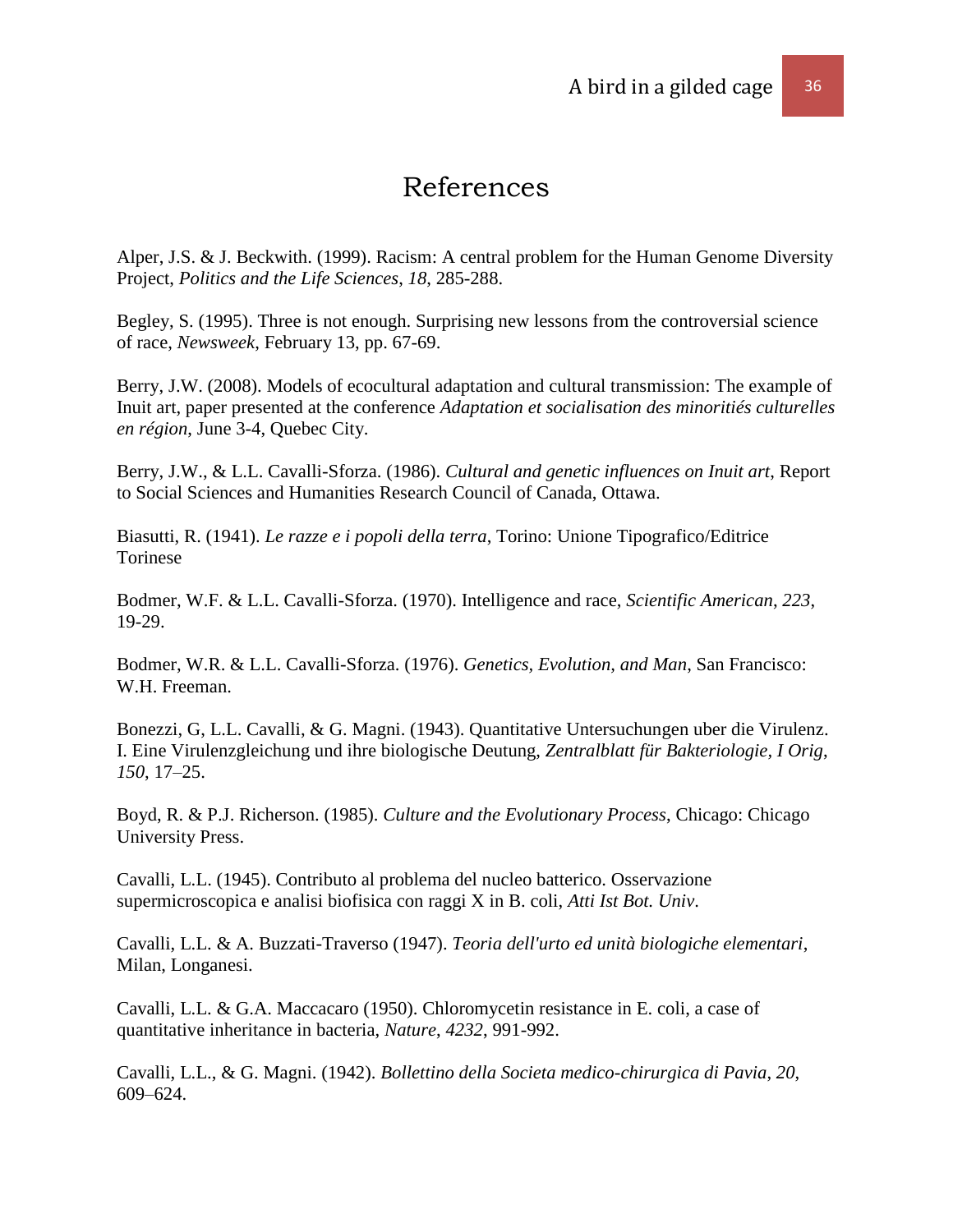# References

Alper, J.S. & J. Beckwith. (1999). Racism: A central problem for the Human Genome Diversity Project, *Politics and the Life Sciences*, *18*, 285-288.

Begley, S. (1995). Three is not enough. Surprising new lessons from the controversial science of race, *Newsweek*, February 13, pp. 67-69.

Berry, J.W. (2008). Models of ecocultural adaptation and cultural transmission: The example of Inuit art, paper presented at the conference *Adaptation et socialisation des minoritiés culturelles en région*, June 3-4, Quebec City.

Berry, J.W., & L.L. Cavalli-Sforza. (1986). *Cultural and genetic influences on Inuit art*, Report to Social Sciences and Humanities Research Council of Canada, Ottawa.

Biasutti, R. (1941). *Le razze e i popoli della terra*, Torino: Unione Tipografico/Editrice Torinese

Bodmer, W.F. & L.L. Cavalli-Sforza. (1970). Intelligence and race, *Scientific American*, *223*, 19-29.

Bodmer, W.R. & L.L. Cavalli-Sforza. (1976). *Genetics, Evolution, and Man*, San Francisco: W.H. Freeman.

Bonezzi, G, L.L. Cavalli, & G. Magni. (1943). Quantitative Untersuchungen uber die Virulenz. I. Eine Virulenzgleichung und ihre biologische Deutung, *Zentralblatt für Bakteriologie, I Orig*, *150*, 17–25.

Boyd, R. & P.J. Richerson. (1985). *Culture and the Evolutionary Process*, Chicago: Chicago University Press.

Cavalli, L.L. (1945). Contributo al problema del nucleo batterico. Osservazione supermicroscopica e analisi biofisica con raggi X in B. coli, *Atti Ist Bot. Univ*.

Cavalli, L.L. & A. Buzzati-Traverso (1947). *Teoria dell'urto ed unità biologiche elementari*, Milan, Longanesi.

Cavalli, L.L. & G.A. Maccacaro (1950). Chloromycetin resistance in E. coli, a case of quantitative inheritance in bacteria, *Nature*, *4232*, 991-992.

Cavalli, L.L., & G. Magni. (1942). *Bollettino della Societa medico-chirurgica di Pavia*, *20*, 609–624.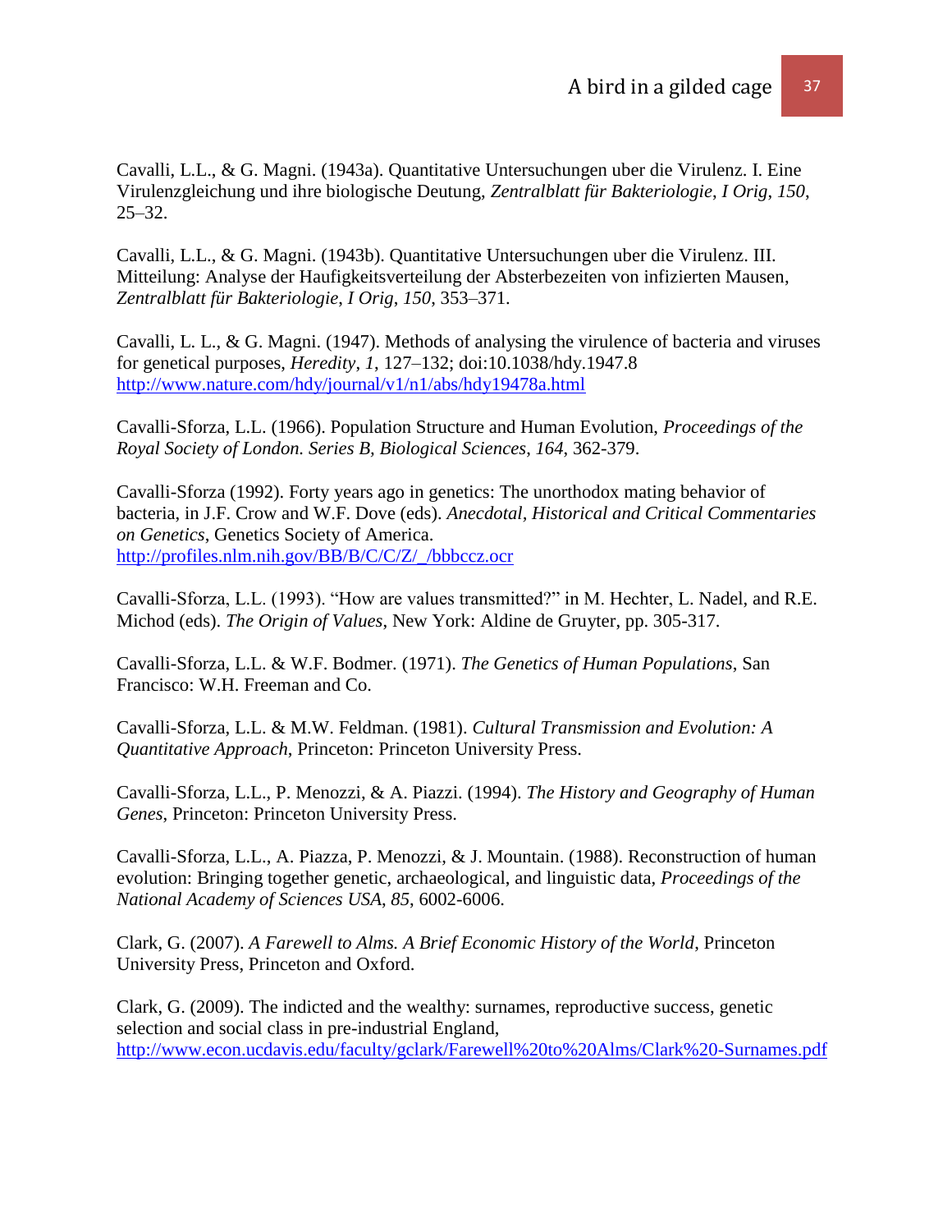Cavalli, L.L., & G. Magni. (1943a). Quantitative Untersuchungen uber die Virulenz. I. Eine Virulenzgleichung und ihre biologische Deutung, *Zentralblatt für Bakteriologie*, *I Orig*, *150*, 25–32.

Cavalli, L.L., & G. Magni. (1943b). Quantitative Untersuchungen uber die Virulenz. III. Mitteilung: Analyse der Haufigkeitsverteilung der Absterbezeiten von infizierten Mausen, *Zentralblatt für Bakteriologie*, *I Orig*, *150*, 353–371.

Cavalli, L. L., & G. Magni. (1947). Methods of analysing the virulence of bacteria and viruses for genetical purposes, *Heredity*, *1*, 127–132; doi:10.1038/hdy.1947.8 http://www.nature.com/hdy/journal/v1/n1/abs/hdy19478a.html

Cavalli-Sforza, L.L. (1966). Population Structure and Human Evolution, *Proceedings of the Royal Society of London. Series B, Biological Sciences*, *164*, 362-379.

Cavalli-Sforza (1992). Forty years ago in genetics: The unorthodox mating behavior of bacteria, in J.F. Crow and W.F. Dove (eds). *Anecdotal, Historical and Critical Commentaries on Genetics*, Genetics Society of America. http://profiles.nlm.nih.gov/BB/B/C/C/Z/_/bbbccz.ocr

Cavalli-Sforza, L.L. (1993). "How are values transmitted?" in M. Hechter, L. Nadel, and R.E. Michod (eds). *The Origin of Values*, New York: Aldine de Gruyter, pp. 305-317.

Cavalli-Sforza, L.L. & W.F. Bodmer. (1971). *The Genetics of Human Populations*, San Francisco: W.H. Freeman and Co.

Cavalli-Sforza, L.L. & M.W. Feldman. (1981). *Cultural Transmission and Evolution: A Quantitative Approach*, Princeton: Princeton University Press.

Cavalli-Sforza, L.L., P. Menozzi, & A. Piazzi. (1994). *The History and Geography of Human Genes*, Princeton: Princeton University Press.

Cavalli-Sforza, L.L., A. Piazza, P. Menozzi, & J. Mountain. (1988). Reconstruction of human evolution: Bringing together genetic, archaeological, and linguistic data, *Proceedings of the National Academy of Sciences USA*, *85*, 6002-6006.

Clark, G. (2007). *A Farewell to Alms. A Brief Economic History of the World*, Princeton University Press, Princeton and Oxford.

Clark, G. (2009). The indicted and the wealthy: surnames, reproductive success, genetic selection and social class in pre-industrial England, http://www.econ.ucdavis.edu/faculty/gclark/Farewell%20to%20Alms/Clark%20-Surnames.pdf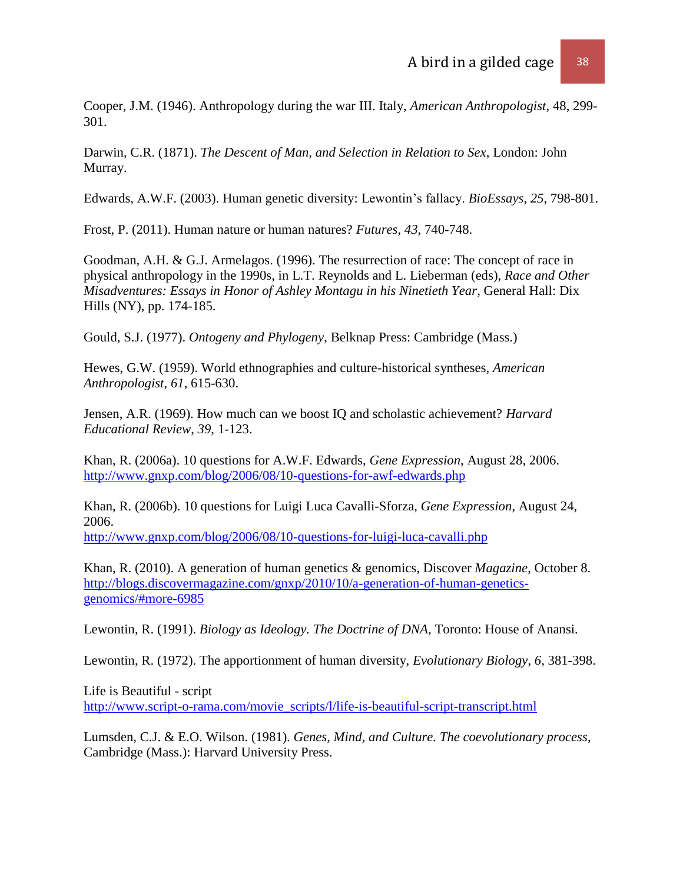Cooper, J.M. (1946). Anthropology during the war III. Italy, *American Anthropologist*, 48, 299-301.

Darwin, C.R. (1871). *The Descent of Man, and Selection in Relation to Sex*, London: John Murray.

Edwards, A.W.F. (2003). Human genetic diversity: Lewontin's fallacy. *BioEssays*, *25*, 798-801.

Frost, P. (2011). Human nature or human natures? *Futures*, *43*, 740-748.

Goodman, A.H. & G.J. Armelagos. (1996). The resurrection of race: The concept of race in physical anthropology in the 1990s, in L.T. Reynolds and L. Lieberman (eds), *Race and Other Misadventures: Essays in Honor of Ashley Montagu in his Ninetieth Year*, General Hall: Dix Hills (NY), pp. 174-185.

Gould, S.J. (1977). *Ontogeny and Phylogeny*, Belknap Press: Cambridge (Mass.)

Hewes, G.W. (1959). World ethnographies and culture-historical syntheses, *American Anthropologist*, *61*, 615-630.

Jensen, A.R. (1969). How much can we boost IQ and scholastic achievement? *Harvard Educational Review*, *39*, 1-123.

Khan, R. (2006a). 10 questions for A.W.F. Edwards, *Gene Expression*, August 28, 2006. http://www.gnxp.com/blog/2006/08/10-questions-for-awf-edwards.php

Khan, R. (2006b). 10 questions for Luigi Luca Cavalli-Sforza, *Gene Expression*, August 24, 2006. http://www.gnxp.com/blog/2006/08/10-questions-for-luigi-luca-cavalli.php

Khan, R. (2010). A generation of human genetics & genomics, Discover *Magazine*, October 8. http://blogs.discovermagazine.com/gnxp/2010/10/a-generation-of-human-genetics-genomics/#more-6985

Lewontin, R. (1991). *Biology as Ideology. The Doctrine of DNA*, Toronto: House of Anansi.

Lewontin, R. (1972). The apportionment of human diversity, *Evolutionary Biology*, *6*, 381-398.

Life is Beautiful - script
http://www.script-o-rama.com/movie_scripts/l/life-is-beautiful-script-transcript.html

Lumsden, C.J. & E.O. Wilson. (1981). *Genes, Mind, and Culture. The coevolutionary process*, Cambridge (Mass.): Harvard University Press.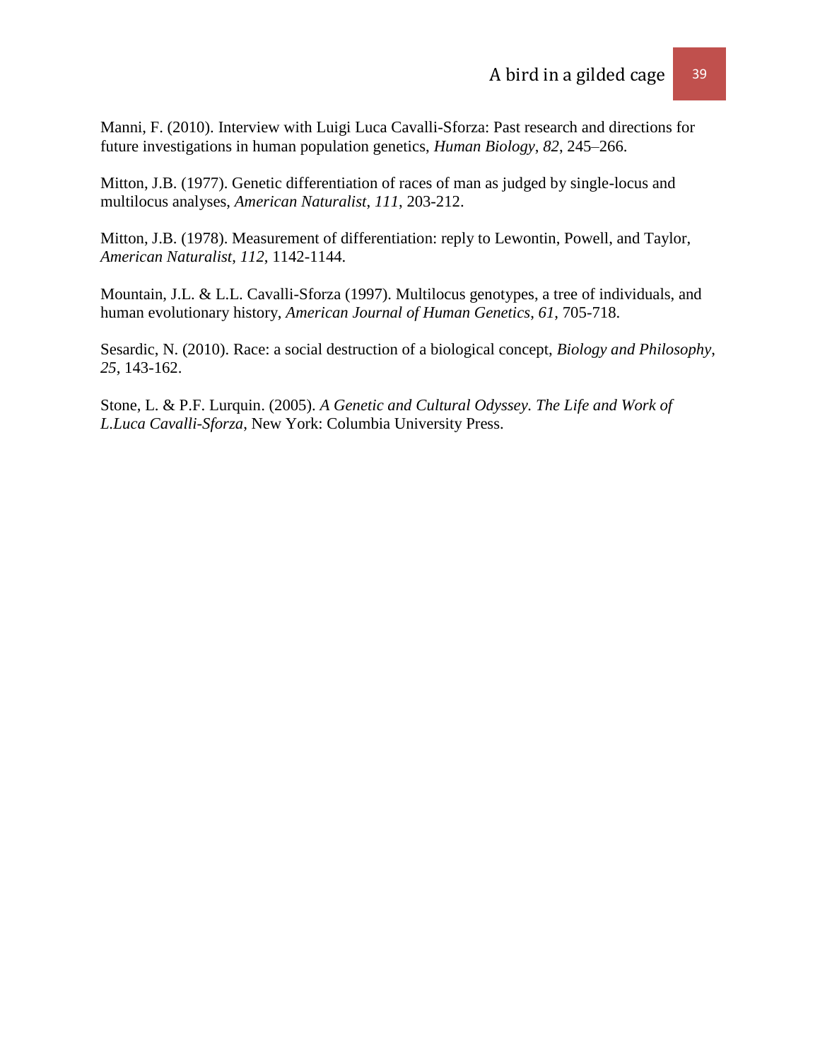Manni, F. (2010). Interview with Luigi Luca Cavalli-Sforza: Past research and directions for future investigations in human population genetics, *Human Biology*, *82*, 245–266.

Mitton, J.B. (1977). Genetic differentiation of races of man as judged by single-locus and multilocus analyses, *American Naturalist*, *111*, 203-212.

Mitton, J.B. (1978). Measurement of differentiation: reply to Lewontin, Powell, and Taylor, *American Naturalist*, *112*, 1142-1144.

Mountain, J.L. & L.L. Cavalli-Sforza (1997). Multilocus genotypes, a tree of individuals, and human evolutionary history, *American Journal of Human Genetics*, *61*, 705-718.

Sesardic, N. (2010). Race: a social destruction of a biological concept, *Biology and Philosophy*, *25*, 143-162.

Stone, L. & P.F. Lurquin. (2005). *A Genetic and Cultural Odyssey. The Life and Work of L.Luca Cavalli-Sforza*, New York: Columbia University Press.